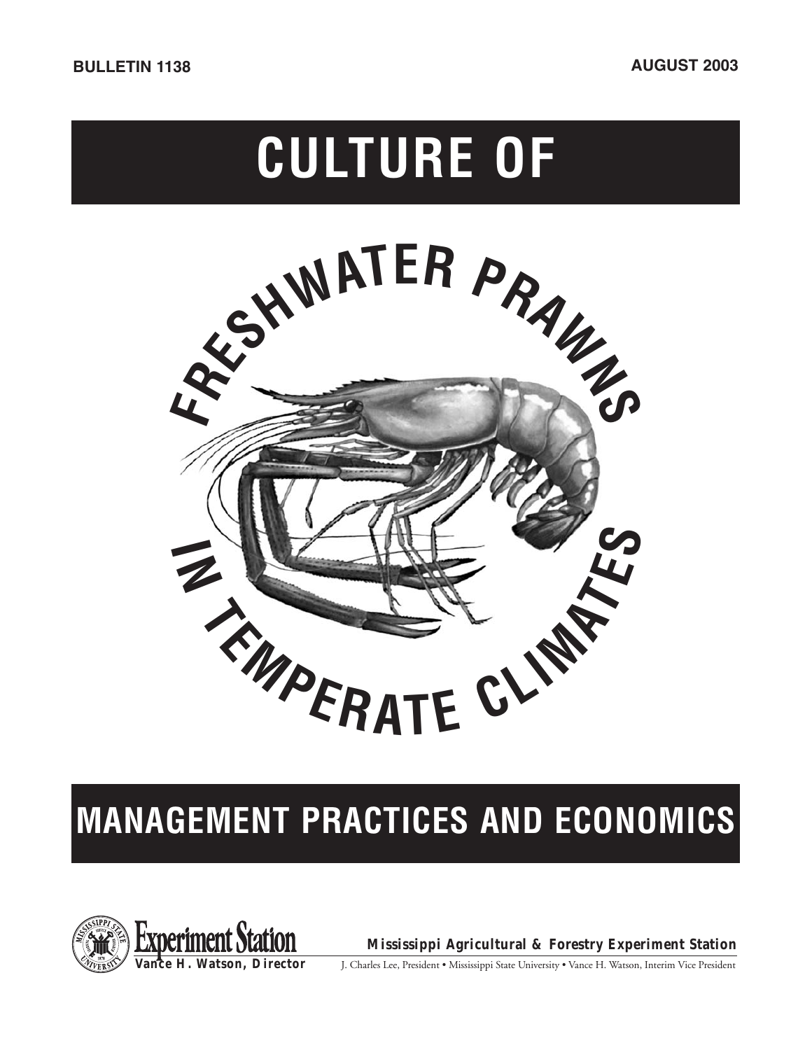BULLETIN 1138

AUGUST 2003

# CULTURE OF FRESHWATER PRAWNS IN TEMPERATE CLIMATES

## MANAGEMENT PRACTICES AND ECONOMICS

Experiment Station

Vance H. Watson, Director

**Mississippi Agricultural & Forestry Experiment Station**

J. Charles Lee, President • Mississippi State University • Vance H. Watson, Interim Vice President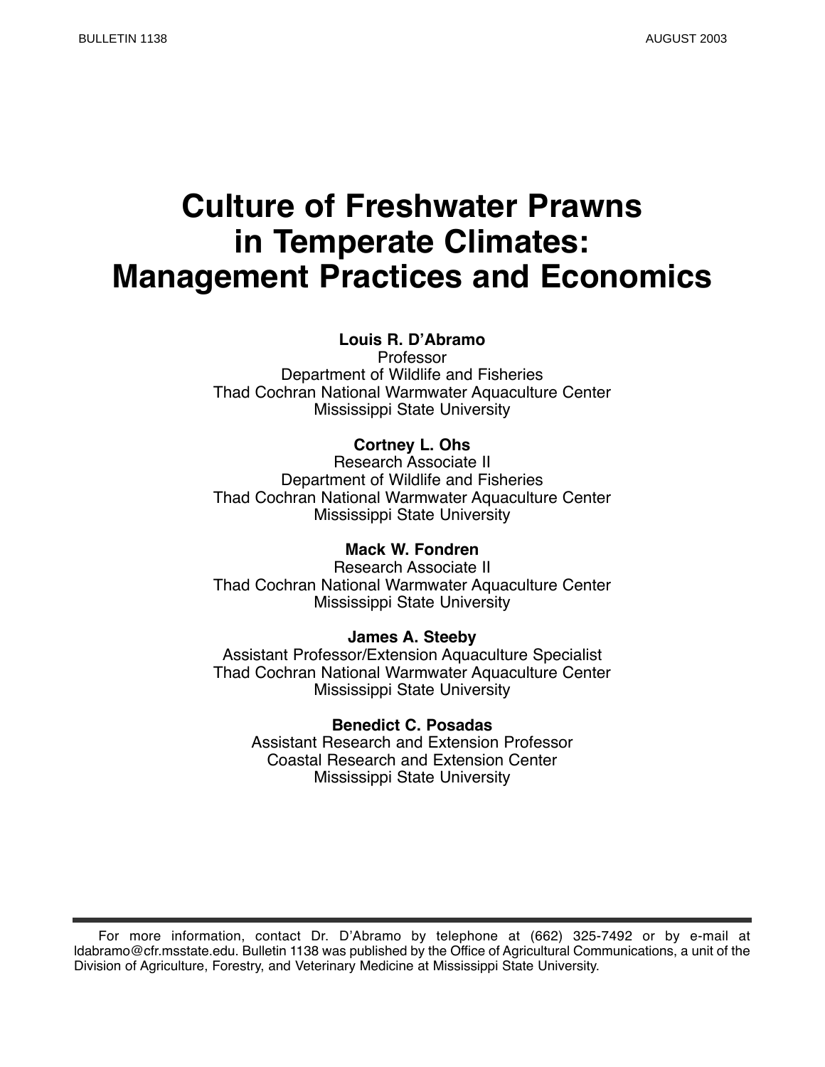BULLETIN 1138

AUGUST 2003

# Culture of Freshwater Prawns in Temperate Climates: Management Practices and Economics

**Louis R. D'Abramo**
Professor
Department of Wildlife and Fisheries
Thad Cochran National Warmwater Aquaculture Center
Mississippi State University

**Cortney L. Ohs**
Research Associate II
Department of Wildlife and Fisheries
Thad Cochran National Warmwater Aquaculture Center
Mississippi State University

**Mack W. Fondren**
Research Associate II
Thad Cochran National Warmwater Aquaculture Center
Mississippi State University

**James A. Steeby**
Assistant Professor/Extension Aquaculture Specialist
Thad Cochran National Warmwater Aquaculture Center
Mississippi State University

**Benedict C. Posadas**
Assistant Research and Extension Professor
Coastal Research and Extension Center
Mississippi State University

---

For more information, contact Dr. D'Abramo by telephone at (662) 325-7492 or by e-mail at ldabramo@cfr.msstate.edu. Bulletin 1138 was published by the Office of Agricultural Communications, a unit of the Division of Agriculture, Forestry, and Veterinary Medicine at Mississippi State University.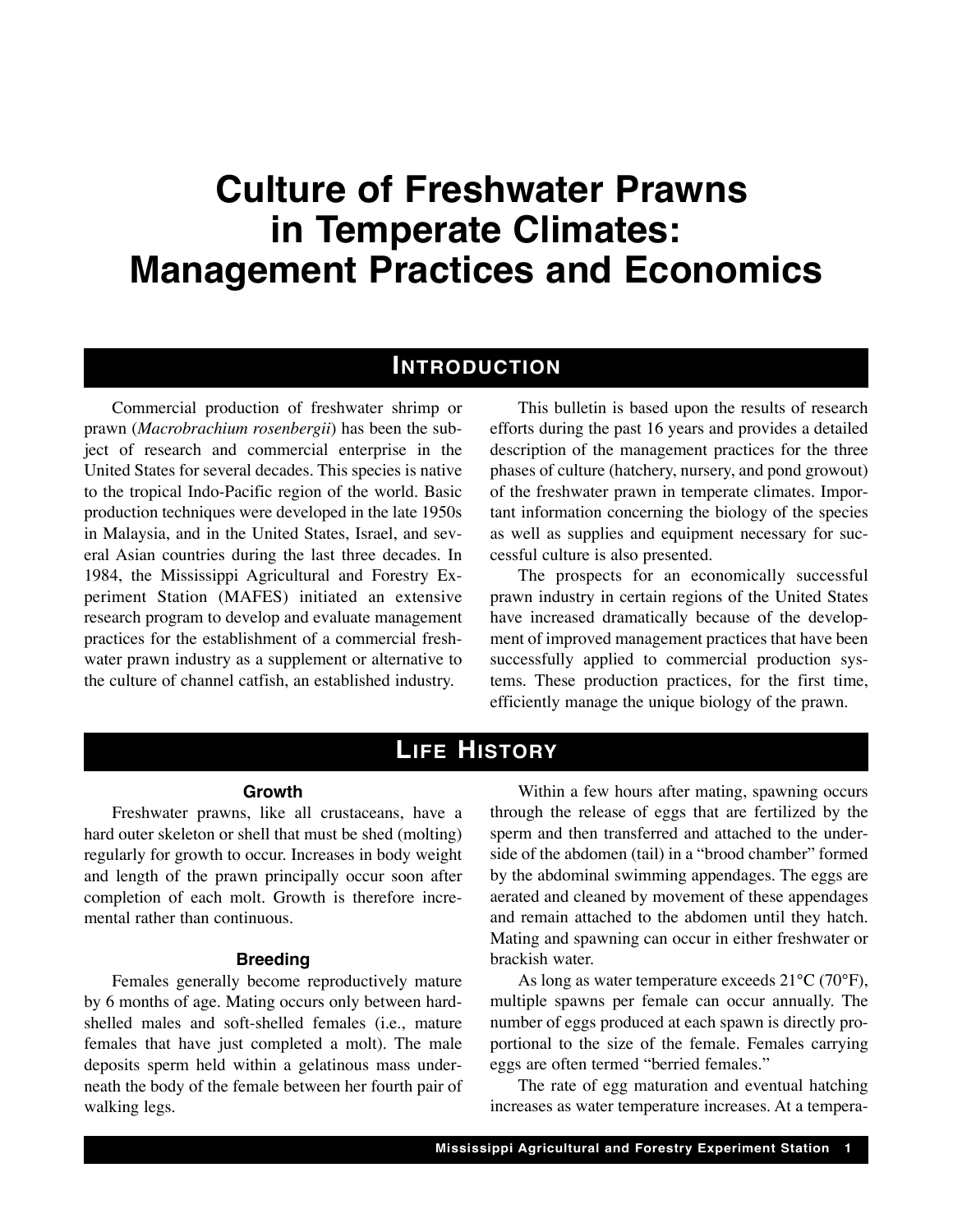# Culture of Freshwater Prawns in Temperate Climates: Management Practices and Economics

## Introduction

Commercial production of freshwater shrimp or prawn (*Macrobrachium rosenbergii*) has been the subject of research and commercial enterprise in the United States for several decades. This species is native to the tropical Indo-Pacific region of the world. Basic production techniques were developed in the late 1950s in Malaysia, and in the United States, Israel, and several Asian countries during the last three decades. In 1984, the Mississippi Agricultural and Forestry Experiment Station (MAFES) initiated an extensive research program to develop and evaluate management practices for the establishment of a commercial freshwater prawn industry as a supplement or alternative to the culture of channel catfish, an established industry.

This bulletin is based upon the results of research efforts during the past 16 years and provides a detailed description of the management practices for the three phases of culture (hatchery, nursery, and pond growout) of the freshwater prawn in temperate climates. Important information concerning the biology of the species as well as supplies and equipment necessary for successful culture is also presented.

The prospects for an economically successful prawn industry in certain regions of the United States have increased dramatically because of the development of improved management practices that have been successfully applied to commercial production systems. These production practices, for the first time, efficiently manage the unique biology of the prawn.

## Life History

### Growth

Freshwater prawns, like all crustaceans, have a hard outer skeleton or shell that must be shed (molting) regularly for growth to occur. Increases in body weight and length of the prawn principally occur soon after completion of each molt. Growth is therefore incremental rather than continuous.

### Breeding

Females generally become reproductively mature by 6 months of age. Mating occurs only between hard-shelled males and soft-shelled females (i.e., mature females that have just completed a molt). The male deposits sperm held within a gelatinous mass underneath the body of the female between her fourth pair of walking legs.

Within a few hours after mating, spawning occurs through the release of eggs that are fertilized by the sperm and then transferred and attached to the underside of the abdomen (tail) in a "brood chamber" formed by the abdominal swimming appendages. The eggs are aerated and cleaned by movement of these appendages and remain attached to the abdomen until they hatch. Mating and spawning can occur in either freshwater or brackish water.

As long as water temperature exceeds 21°C (70°F), multiple spawns per female can occur annually. The number of eggs produced at each spawn is directly proportional to the size of the female. Females carrying eggs are often termed "berried females."

The rate of egg maturation and eventual hatching increases as water temperature increases. At a tempera-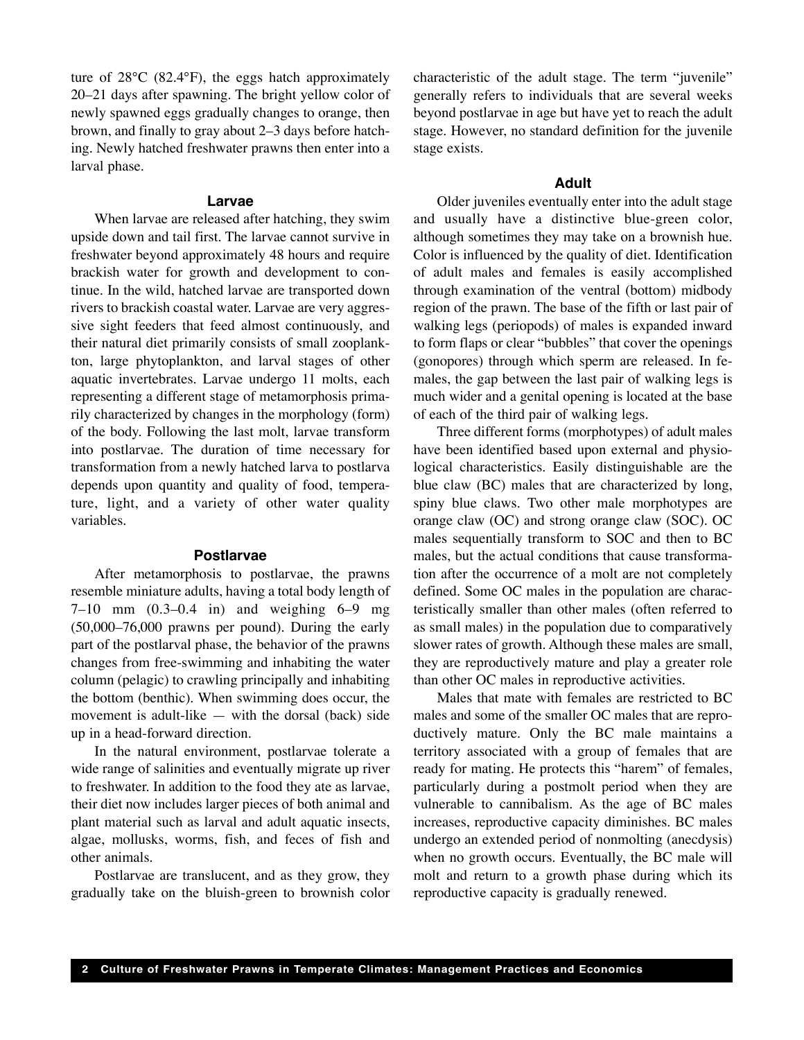ture of 28°C (82.4°F), the eggs hatch approximately 20–21 days after spawning. The bright yellow color of newly spawned eggs gradually changes to orange, then brown, and finally to gray about 2–3 days before hatching. Newly hatched freshwater prawns then enter into a larval phase.

### Larvae

When larvae are released after hatching, they swim upside down and tail first. The larvae cannot survive in freshwater beyond approximately 48 hours and require brackish water for growth and development to continue. In the wild, hatched larvae are transported down rivers to brackish coastal water. Larvae are very aggressive sight feeders that feed almost continuously, and their natural diet primarily consists of small zooplankton, large phytoplankton, and larval stages of other aquatic invertebrates. Larvae undergo 11 molts, each representing a different stage of metamorphosis primarily characterized by changes in the morphology (form) of the body. Following the last molt, larvae transform into postlarvae. The duration of time necessary for transformation from a newly hatched larva to postlarva depends upon quantity and quality of food, temperature, light, and a variety of other water quality variables.

### Postlarvae

After metamorphosis to postlarvae, the prawns resemble miniature adults, having a total body length of 7–10 mm (0.3–0.4 in) and weighing 6–9 mg (50,000–76,000 prawns per pound). During the early part of the postlarval phase, the behavior of the prawns changes from free-swimming and inhabiting the water column (pelagic) to crawling principally and inhabiting the bottom (benthic). When swimming does occur, the movement is adult-like — with the dorsal (back) side up in a head-forward direction.

In the natural environment, postlarvae tolerate a wide range of salinities and eventually migrate up river to freshwater. In addition to the food they ate as larvae, their diet now includes larger pieces of both animal and plant material such as larval and adult aquatic insects, algae, mollusks, worms, fish, and feces of fish and other animals.

Postlarvae are translucent, and as they grow, they gradually take on the bluish-green to brownish color characteristic of the adult stage. The term "juvenile" generally refers to individuals that are several weeks beyond postlarvae in age but have yet to reach the adult stage. However, no standard definition for the juvenile stage exists.

### Adult

Older juveniles eventually enter into the adult stage and usually have a distinctive blue-green color, although sometimes they may take on a brownish hue. Color is influenced by the quality of diet. Identification of adult males and females is easily accomplished through examination of the ventral (bottom) midbody region of the prawn. The base of the fifth or last pair of walking legs (periopods) of males is expanded inward to form flaps or clear "bubbles" that cover the openings (gonopores) through which sperm are released. In females, the gap between the last pair of walking legs is much wider and a genital opening is located at the base of each of the third pair of walking legs.

Three different forms (morphotypes) of adult males have been identified based upon external and physiological characteristics. Easily distinguishable are the blue claw (BC) males that are characterized by long, spiny blue claws. Two other male morphotypes are orange claw (OC) and strong orange claw (SOC). OC males sequentially transform to SOC and then to BC males, but the actual conditions that cause transformation after the occurrence of a molt are not completely defined. Some OC males in the population are characteristically smaller than other males (often referred to as small males) in the population due to comparatively slower rates of growth. Although these males are small, they are reproductively mature and play a greater role than other OC males in reproductive activities.

Males that mate with females are restricted to BC males and some of the smaller OC males that are reproductively mature. Only the BC male maintains a territory associated with a group of females that are ready for mating. He protects this "harem" of females, particularly during a postmolt period when they are vulnerable to cannibalism. As the age of BC males increases, reproductive capacity diminishes. BC males undergo an extended period of nonmolting (anecdysis) when no growth occurs. Eventually, the BC male will molt and return to a growth phase during which its reproductive capacity is gradually renewed.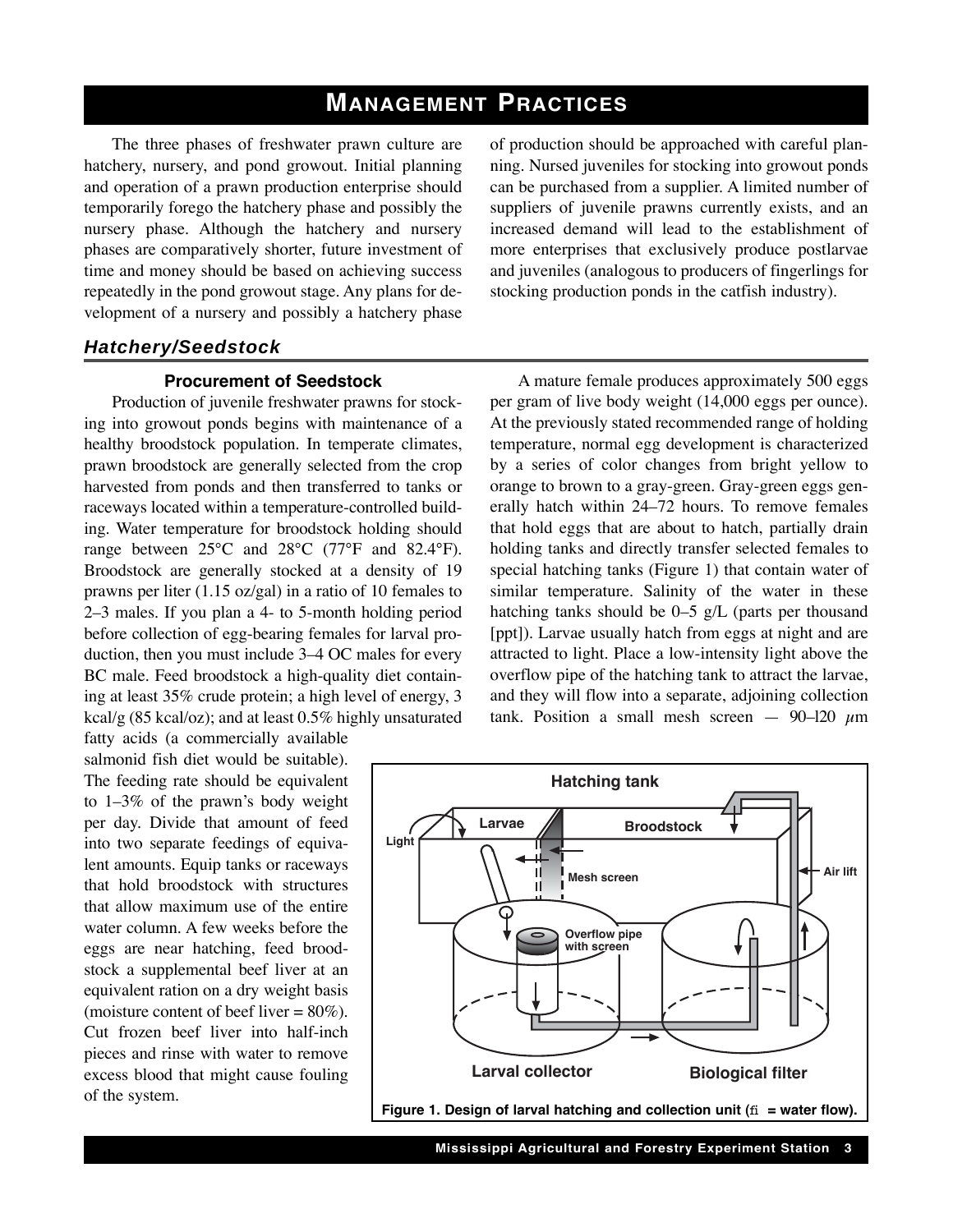# MANAGEMENT PRACTICES

The three phases of freshwater prawn culture are hatchery, nursery, and pond growout. Initial planning and operation of a prawn production enterprise should temporarily forego the hatchery phase and possibly the nursery phase. Although the hatchery and nursery phases are comparatively shorter, future investment of time and money should be based on achieving success repeatedly in the pond growout stage. Any plans for development of a nursery and possibly a hatchery phase of production should be approached with careful planning. Nursed juveniles for stocking into growout ponds can be purchased from a supplier. A limited number of suppliers of juvenile prawns currently exists, and an increased demand will lead to the establishment of more enterprises that exclusively produce postlarvae and juveniles (analogous to producers of fingerlings for stocking production ponds in the catfish industry).

## *Hatchery/Seedstock*

### Procurement of Seedstock

Production of juvenile freshwater prawns for stocking into growout ponds begins with maintenance of a healthy broodstock population. In temperate climates, prawn broodstock are generally selected from the crop harvested from ponds and then transferred to tanks or raceways located within a temperature-controlled building. Water temperature for broodstock holding should range between 25°C and 28°C (77°F and 82.4°F). Broodstock are generally stocked at a density of 19 prawns per liter (1.15 oz/gal) in a ratio of 10 females to 2–3 males. If you plan a 4- to 5-month holding period before collection of egg-bearing females for larval production, then you must include 3–4 OC males for every BC male. Feed broodstock a high-quality diet containing at least 35% crude protein; a high level of energy, 3 kcal/g (85 kcal/oz); and at least 0.5% highly unsaturated fatty acids (a commercially available salmonid fish diet would be suitable). The feeding rate should be equivalent to 1–3% of the prawn's body weight per day. Divide that amount of feed into two separate feedings of equivalent amounts. Equip tanks or raceways that hold broodstock with structures that allow maximum use of the entire water column. A few weeks before the eggs are near hatching, feed broodstock a supplemental beef liver at an equivalent ration on a dry weight basis (moisture content of beef liver = 80%). Cut frozen beef liver into half-inch pieces and rinse with water to remove excess blood that might cause fouling of the system.

A mature female produces approximately 500 eggs per gram of live body weight (14,000 eggs per ounce). At the previously stated recommended range of holding temperature, normal egg development is characterized by a series of color changes from bright yellow to orange to brown to a gray-green. Gray-green eggs generally hatch within 24–72 hours. To remove females that hold eggs that are about to hatch, partially drain holding tanks and directly transfer selected females to special hatching tanks (Figure 1) that contain water of similar temperature. Salinity of the water in these hatching tanks should be 0–5 g/L (parts per thousand [ppt]). Larvae usually hatch from eggs at night and are attracted to light. Place a low-intensity light above the overflow pipe of the hatching tank to attract the larvae, and they will flow into a separate, adjoining collection tank. Position a small mesh screen — 90–120 $\mu$m

**Figure 1. Design of larval hatching and collection unit (→ = water flow).**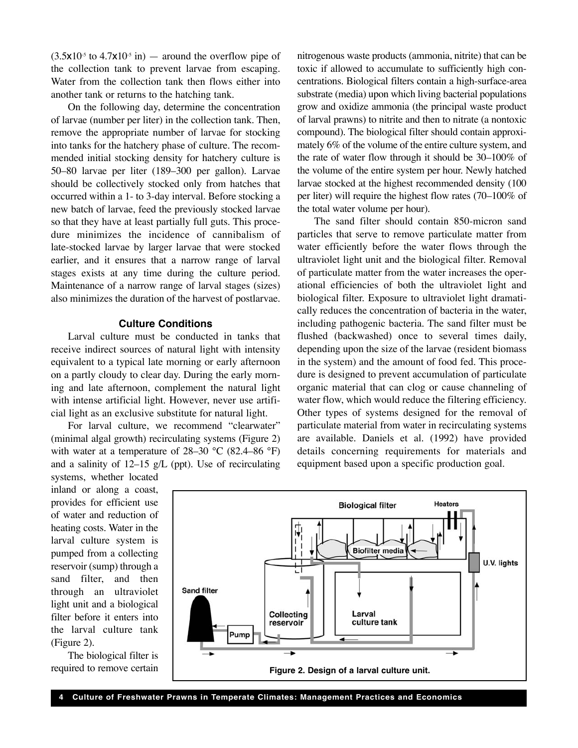($3.5 \times 10^{-5}$ to $4.7 \times 10^{-5}$ in) — around the overflow pipe of the collection tank to prevent larvae from escaping. Water from the collection tank then flows either into another tank or returns to the hatching tank.

On the following day, determine the concentration of larvae (number per liter) in the collection tank. Then, remove the appropriate number of larvae for stocking into tanks for the hatchery phase of culture. The recommended initial stocking density for hatchery culture is 50–80 larvae per liter (189–300 per gallon). Larvae should be collectively stocked only from hatches that occurred within a 1- to 3-day interval. Before stocking a new batch of larvae, feed the previously stocked larvae so that they have at least partially full guts. This procedure minimizes the incidence of cannibalism of late-stocked larvae by larger larvae that were stocked earlier, and it ensures that a narrow range of larval stages exists at any time during the culture period. Maintenance of a narrow range of larval stages (sizes) also minimizes the duration of the harvest of postlarvae.

### Culture Conditions

Larval culture must be conducted in tanks that receive indirect sources of natural light with intensity equivalent to a typical late morning or early afternoon on a partly cloudy to clear day. During the early morning and late afternoon, complement the natural light with intense artificial light. However, never use artificial light as an exclusive substitute for natural light.

For larval culture, we recommend "clearwater" (minimal algal growth) recirculating systems (Figure 2) with water at a temperature of 28–30 °C (82.4–86 °F) and a salinity of 12–15 g/L (ppt). Use of recirculating systems, whether located inland or along a coast, provides for efficient use of water and reduction of heating costs. Water in the larval culture system is pumped from a collecting reservoir (sump) through a sand filter, and then through an ultraviolet light unit and a biological filter before it enters into the larval culture tank (Figure 2).

The biological filter is required to remove certain nitrogenous waste products (ammonia, nitrite) that can be toxic if allowed to accumulate to sufficiently high concentrations. Biological filters contain a high-surface-area substrate (media) upon which living bacterial populations grow and oxidize ammonia (the principal waste product of larval prawns) to nitrite and then to nitrate (a nontoxic compound). The biological filter should contain approximately 6% of the volume of the entire culture system, and the rate of water flow through it should be 30–100% of the volume of the entire system per hour. Newly hatched larvae stocked at the highest recommended density (100 per liter) will require the highest flow rates (70–100% of the total water volume per hour).

The sand filter should contain 850-micron sand particles that serve to remove particulate matter from water efficiently before the water flows through the ultraviolet light unit and the biological filter. Removal of particulate matter from the water increases the operational efficiencies of both the ultraviolet light and biological filter. Exposure to ultraviolet light dramatically reduces the concentration of bacteria in the water, including pathogenic bacteria. The sand filter must be flushed (backwashed) once to several times daily, depending upon the size of the larvae (resident biomass in the system) and the amount of food fed. This procedure is designed to prevent accumulation of particulate organic material that can clog or cause channeling of water flow, which would reduce the filtering efficiency. Other types of systems designed for the removal of particulate material from water in recirculating systems are available. Daniels et al. (1992) have provided details concerning requirements for materials and equipment based upon a specific production goal.

**Figure 2. Design of a larval culture unit.**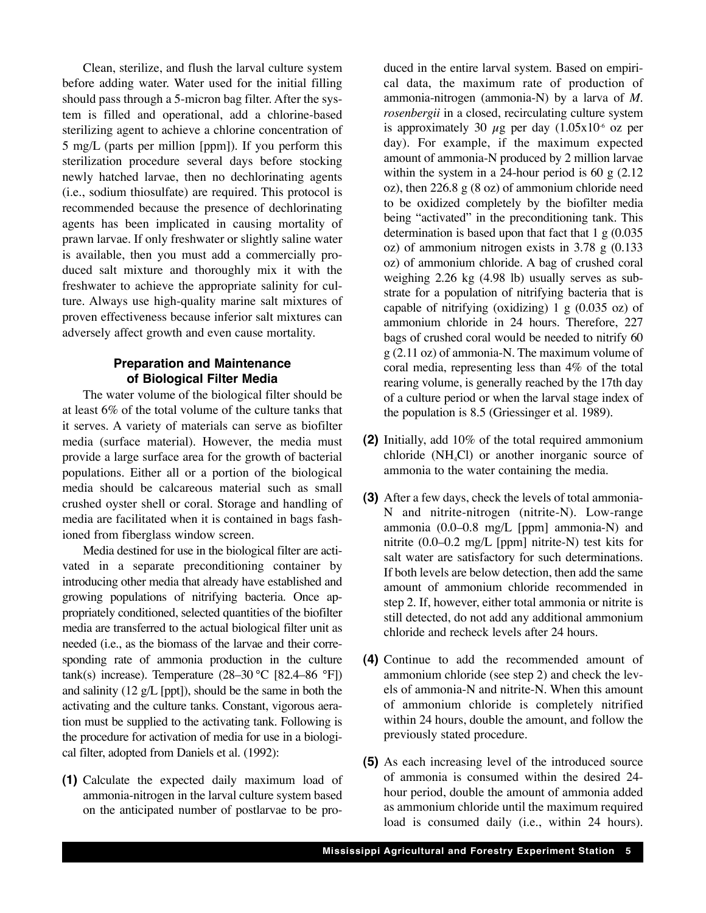Clean, sterilize, and flush the larval culture system before adding water. Water used for the initial filling should pass through a 5-micron bag filter. After the system is filled and operational, add a chlorine-based sterilizing agent to achieve a chlorine concentration of 5 mg/L (parts per million [ppm]). If you perform this sterilization procedure several days before stocking newly hatched larvae, then no dechlorinating agents (i.e., sodium thiosulfate) are required. This protocol is recommended because the presence of dechlorinating agents has been implicated in causing mortality of prawn larvae. If only freshwater or slightly saline water is available, then you must add a commercially produced salt mixture and thoroughly mix it with the freshwater to achieve the appropriate salinity for culture. Always use high-quality marine salt mixtures of proven effectiveness because inferior salt mixtures can adversely affect growth and even cause mortality.

### Preparation and Maintenance of Biological Filter Media

The water volume of the biological filter should be at least 6% of the total volume of the culture tanks that it serves. A variety of materials can serve as biofilter media (surface material). However, the media must provide a large surface area for the growth of bacterial populations. Either all or a portion of the biological media should be calcareous material such as small crushed oyster shell or coral. Storage and handling of media are facilitated when it is contained in bags fashioned from fiberglass window screen.

Media destined for use in the biological filter are activated in a separate preconditioning container by introducing other media that already have established and growing populations of nitrifying bacteria. Once appropriately conditioned, selected quantities of the biofilter media are transferred to the actual biological filter unit as needed (i.e., as the biomass of the larvae and their corresponding rate of ammonia production in the culture tank(s) increase). Temperature (28–30 °C [82.4–86 °F]) and salinity (12 g/L [ppt]), should be the same in both the activating and the culture tanks. Constant, vigorous aeration must be supplied to the activating tank. Following is the procedure for activation of media for use in a biological filter, adopted from Daniels et al. (1992):

**(1)** Calculate the expected daily maximum load of ammonia-nitrogen in the larval culture system based on the anticipated number of postlarvae to be produced in the entire larval system. Based on empirical data, the maximum rate of production of ammonia-nitrogen (ammonia-N) by a larva of *M. rosenbergii* in a closed, recirculating culture system is approximately 30 $\mu$g per day ($1.05 \times 10^{-6}$ oz per day). For example, if the maximum expected amount of ammonia-N produced by 2 million larvae within the system in a 24-hour period is 60 g (2.12 oz), then 226.8 g (8 oz) of ammonium chloride need to be oxidized completely by the biofilter media being "activated" in the preconditioning tank. This determination is based upon that fact that 1 g (0.035 oz) of ammonium nitrogen exists in 3.78 g (0.133 oz) of ammonium chloride. A bag of crushed coral weighing 2.26 kg (4.98 lb) usually serves as substrate for a population of nitrifying bacteria that is capable of nitrifying (oxidizing) 1 g (0.035 oz) of ammonium chloride in 24 hours. Therefore, 227 bags of crushed coral would be needed to nitrify 60 g (2.11 oz) of ammonia-N. The maximum volume of coral media, representing less than 4% of the total rearing volume, is generally reached by the 17th day of a culture period or when the larval stage index of the population is 8.5 (Griessinger et al. 1989).

**(2)** Initially, add 10% of the total required ammonium chloride ($NH_4Cl$) or another inorganic source of ammonia to the water containing the media.

**(3)** After a few days, check the levels of total ammonia-N and nitrite-nitrogen (nitrite-N). Low-range ammonia (0.0–0.8 mg/L [ppm] ammonia-N) and nitrite (0.0–0.2 mg/L [ppm] nitrite-N) test kits for salt water are satisfactory for such determinations. If both levels are below detection, then add the same amount of ammonium chloride recommended in step 2. If, however, either total ammonia or nitrite is still detected, do not add any additional ammonium chloride and recheck levels after 24 hours.

**(4)** Continue to add the recommended amount of ammonium chloride (see step 2) and check the levels of ammonia-N and nitrite-N. When this amount of ammonium chloride is completely nitrified within 24 hours, double the amount, and follow the previously stated procedure.

**(5)** As each increasing level of the introduced source of ammonia is consumed within the desired 24-hour period, double the amount of ammonia added as ammonium chloride until the maximum required load is consumed daily (i.e., within 24 hours).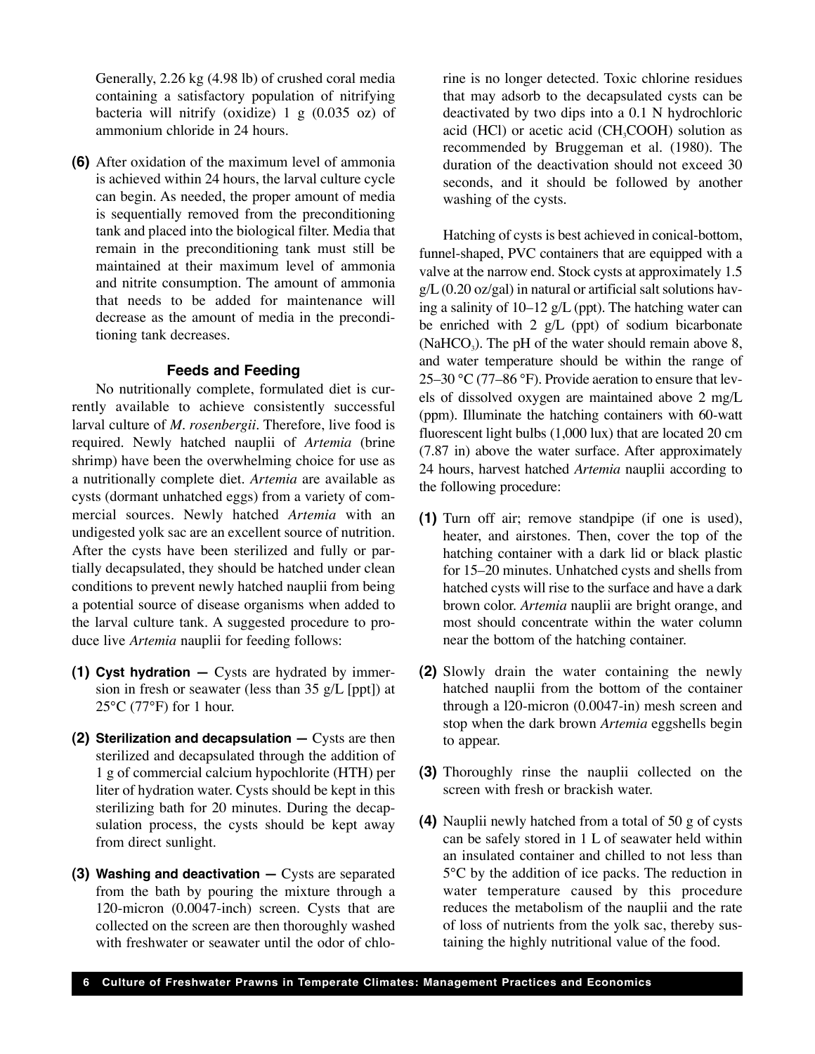Generally, 2.26 kg (4.98 lb) of crushed coral media containing a satisfactory population of nitrifying bacteria will nitrify (oxidize) 1 g (0.035 oz) of ammonium chloride in 24 hours.

**(6)** After oxidation of the maximum level of ammonia is achieved within 24 hours, the larval culture cycle can begin. As needed, the proper amount of media is sequentially removed from the preconditioning tank and placed into the biological filter. Media that remain in the preconditioning tank must still be maintained at their maximum level of ammonia and nitrite consumption. The amount of ammonia that needs to be added for maintenance will decrease as the amount of media in the preconditioning tank decreases.

### Feeds and Feeding

No nutritionally complete, formulated diet is currently available to achieve consistently successful larval culture of *M. rosenbergii*. Therefore, live food is required. Newly hatched nauplii of *Artemia* (brine shrimp) have been the overwhelming choice for use as a nutritionally complete diet. *Artemia* are available as cysts (dormant unhatched eggs) from a variety of commercial sources. Newly hatched *Artemia* with an undigested yolk sac are an excellent source of nutrition. After the cysts have been sterilized and fully or partially decapsulated, they should be hatched under clean conditions to prevent newly hatched nauplii from being a potential source of disease organisms when added to the larval culture tank. A suggested procedure to produce live *Artemia* nauplii for feeding follows:

**(1) Cyst hydration —** Cysts are hydrated by immersion in fresh or seawater (less than 35 g/L [ppt]) at 25°C (77°F) for 1 hour.

**(2) Sterilization and decapsulation —** Cysts are then sterilized and decapsulated through the addition of 1 g of commercial calcium hypochlorite (HTH) per liter of hydration water. Cysts should be kept in this sterilizing bath for 20 minutes. During the decapsulation process, the cysts should be kept away from direct sunlight.

**(3) Washing and deactivation —** Cysts are separated from the bath by pouring the mixture through a 120-micron (0.0047-inch) screen. Cysts that are collected on the screen are then thoroughly washed with freshwater or seawater until the odor of chlorine is no longer detected. Toxic chlorine residues that may adsorb to the decapsulated cysts can be deactivated by two dips into a 0.1 N hydrochloric acid (HCl) or acetic acid ($CH_3COOH$) solution as recommended by Bruggeman et al. (1980). The duration of the deactivation should not exceed 30 seconds, and it should be followed by another washing of the cysts.

Hatching of cysts is best achieved in conical-bottom, funnel-shaped, PVC containers that are equipped with a valve at the narrow end. Stock cysts at approximately 1.5 g/L (0.20 oz/gal) in natural or artificial salt solutions having a salinity of 10–12 g/L (ppt). The hatching water can be enriched with 2 g/L (ppt) of sodium bicarbonate ($NaHCO_3$). The pH of the water should remain above 8, and water temperature should be within the range of 25–30 °C (77–86 °F). Provide aeration to ensure that levels of dissolved oxygen are maintained above 2 mg/L (ppm). Illuminate the hatching containers with 60-watt fluorescent light bulbs (1,000 lux) that are located 20 cm (7.87 in) above the water surface. After approximately 24 hours, harvest hatched *Artemia* nauplii according to the following procedure:

**(1)** Turn off air; remove standpipe (if one is used), heater, and airstones. Then, cover the top of the hatching container with a dark lid or black plastic for 15–20 minutes. Unhatched cysts and shells from hatched cysts will rise to the surface and have a dark brown color. *Artemia* nauplii are bright orange, and most should concentrate within the water column near the bottom of the hatching container.

**(2)** Slowly drain the water containing the newly hatched nauplii from the bottom of the container through a l20-micron (0.0047-in) mesh screen and stop when the dark brown *Artemia* eggshells begin to appear.

**(3)** Thoroughly rinse the nauplii collected on the screen with fresh or brackish water.

**(4)** Nauplii newly hatched from a total of 50 g of cysts can be safely stored in 1 L of seawater held within an insulated container and chilled to not less than 5°C by the addition of ice packs. The reduction in water temperature caused by this procedure reduces the metabolism of the nauplii and the rate of loss of nutrients from the yolk sac, thereby sustaining the highly nutritional value of the food.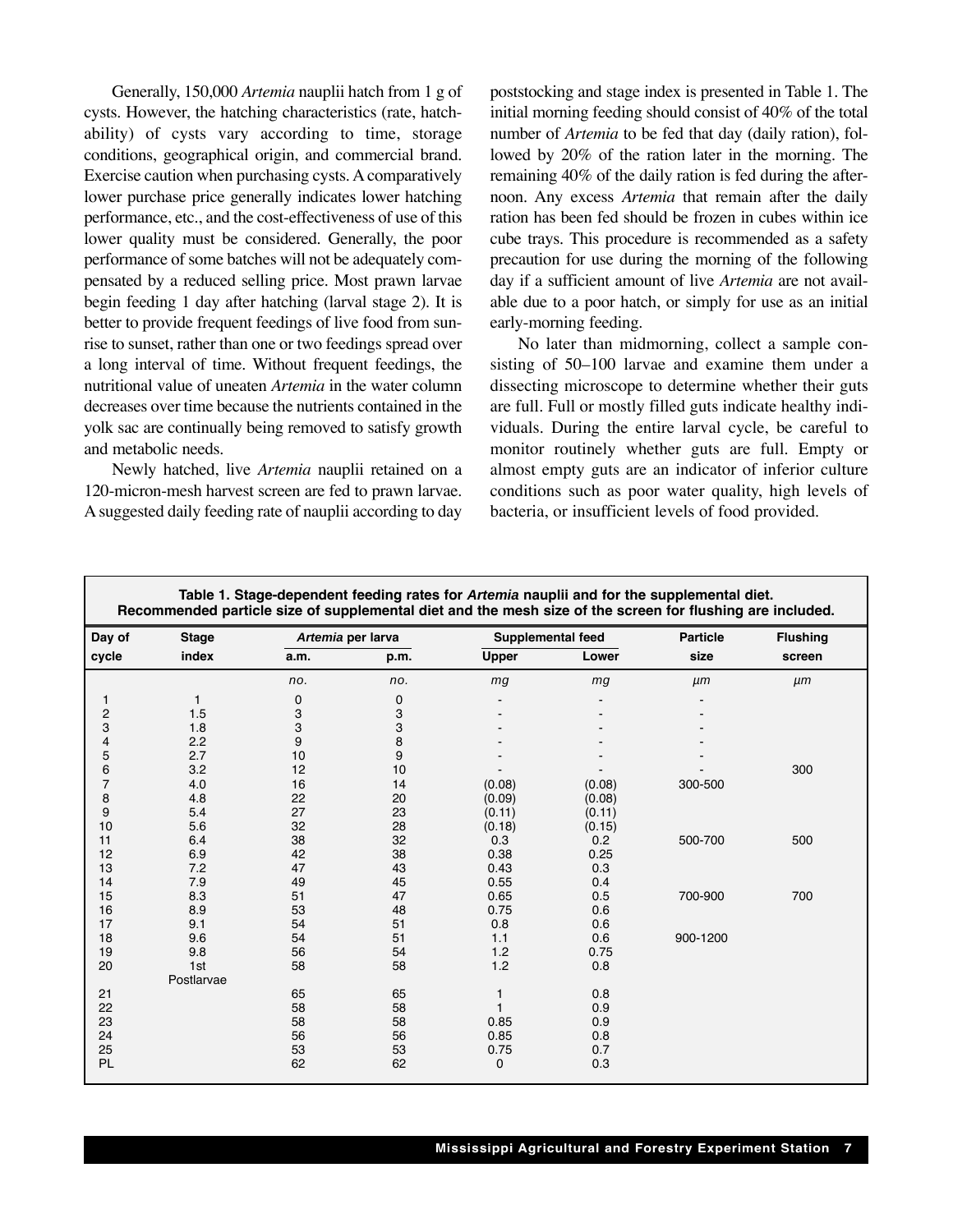Generally, 150,000 *Artemia* nauplii hatch from 1 g of cysts. However, the hatching characteristics (rate, hatchability) of cysts vary according to time, storage conditions, geographical origin, and commercial brand. Exercise caution when purchasing cysts. A comparatively lower purchase price generally indicates lower hatching performance, etc., and the cost-effectiveness of use of this lower quality must be considered. Generally, the poor performance of some batches will not be adequately compensated by a reduced selling price. Most prawn larvae begin feeding 1 day after hatching (larval stage 2). It is better to provide frequent feedings of live food from sunrise to sunset, rather than one or two feedings spread over a long interval of time. Without frequent feedings, the nutritional value of uneaten *Artemia* in the water column decreases over time because the nutrients contained in the yolk sac are continually being removed to satisfy growth and metabolic needs.

Newly hatched, live *Artemia* nauplii retained on a 120-micron-mesh harvest screen are fed to prawn larvae. A suggested daily feeding rate of nauplii according to day poststocking and stage index is presented in Table 1. The initial morning feeding should consist of 40% of the total number of *Artemia* to be fed that day (daily ration), followed by 20% of the ration later in the morning. The remaining 40% of the daily ration is fed during the afternoon. Any excess *Artemia* that remain after the daily ration has been fed should be frozen in cubes within ice cube trays. This procedure is recommended as a safety precaution for use during the morning of the following day if a sufficient amount of live *Artemia* are not available due to a poor hatch, or simply for use as an initial early-morning feeding.

No later than midmorning, collect a sample consisting of 50–100 larvae and examine them under a dissecting microscope to determine whether their guts are full. Full or mostly filled guts indicate healthy individuals. During the entire larval cycle, be careful to monitor routinely whether guts are full. Empty or almost empty guts are an indicator of inferior culture conditions such as poor water quality, high levels of bacteria, or insufficient levels of food provided.

**Table 1. Stage-dependent feeding rates for *Artemia* nauplii and for the supplemental diet. Recommended particle size of supplemental diet and the mesh size of the screen for flushing are included.**

| Day of cycle | Stage index | *Artemia* per larva | | Supplemental feed | | Particle size | Flushing screen |
|---|---|---|---|---|---|---|---|
| | | a.m. | p.m. | Upper | Lower | | |
| | | *no.* | *no.* | *mg* | *mg* | *µm* | *µm* |
| 1 | 1 | 0 | 0 | - | - | - | |
| 2 | 1.5 | 3 | 3 | - | - | - | |
| 3 | 1.8 | 3 | 3 | - | - | - | |
| 4 | 2.2 | 9 | 8 | - | - | - | |
| 5 | 2.7 | 10 | 9 | - | - | - | |
| 6 | 3.2 | 12 | 10 | - | - | - | 300 |
| 7 | 4.0 | 16 | 14 | (0.08) | (0.08) | 300-500 | |
| 8 | 4.8 | 22 | 20 | (0.09) | (0.08) | | |
| 9 | 5.4 | 27 | 23 | (0.11) | (0.11) | | |
| 10 | 5.6 | 32 | 28 | (0.18) | (0.15) | | |
| 11 | 6.4 | 38 | 32 | 0.3 | 0.2 | 500-700 | 500 |
| 12 | 6.9 | 42 | 38 | 0.38 | 0.25 | | |
| 13 | 7.2 | 47 | 43 | 0.43 | 0.3 | | |
| 14 | 7.9 | 49 | 45 | 0.55 | 0.4 | | |
| 15 | 8.3 | 51 | 47 | 0.65 | 0.5 | 700-900 | 700 |
| 16 | 8.9 | 53 | 48 | 0.75 | 0.6 | | |
| 17 | 9.1 | 54 | 51 | 0.8 | 0.6 | | |
| 18 | 9.6 | 54 | 51 | 1.1 | 0.6 | 900-1200 | |
| 19 | 9.8 | 56 | 54 | 1.2 | 0.75 | | |
| 20 | 1st Postlarvae | 58 | 58 | 1.2 | 0.8 | | |
| 21 | | 65 | 65 | 1 | 0.8 | | |
| 22 | | 58 | 58 | 1 | 0.9 | | |
| 23 | | 58 | 58 | 0.85 | 0.9 | | |
| 24 | | 56 | 56 | 0.85 | 0.8 | | |
| 25 | | 53 | 53 | 0.75 | 0.7 | | |
| PL | | 62 | 62 | 0 | 0.3 | | |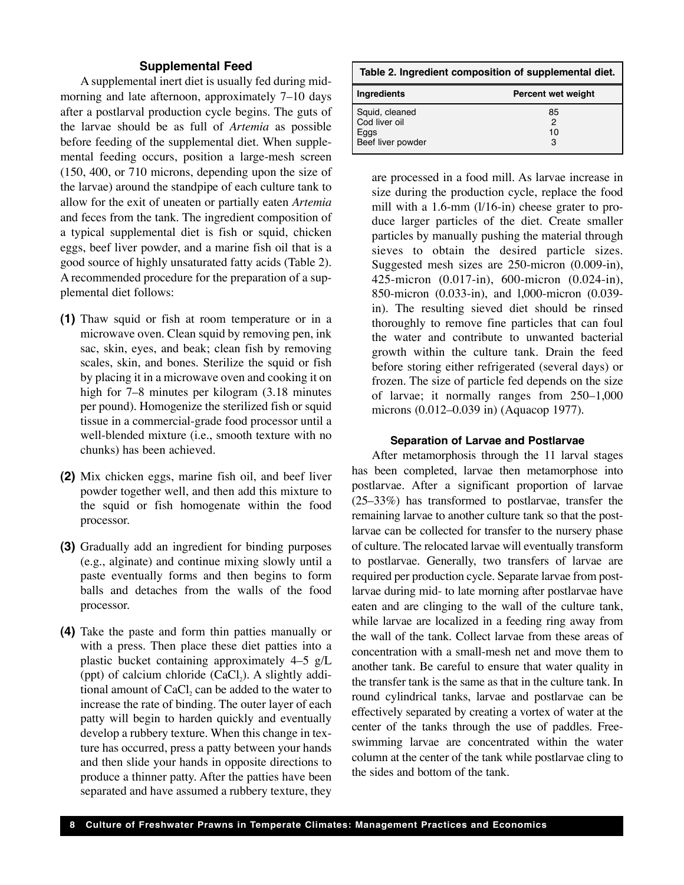## Supplemental Feed

A supplemental inert diet is usually fed during mid-morning and late afternoon, approximately 7–10 days after a postlarval production cycle begins. The guts of the larvae should be as full of *Artemia* as possible before feeding of the supplemental diet. When supplemental feeding occurs, position a large-mesh screen (150, 400, or 710 microns, depending upon the size of the larvae) around the standpipe of each culture tank to allow for the exit of uneaten or partially eaten *Artemia* and feces from the tank. The ingredient composition of a typical supplemental diet is fish or squid, chicken eggs, beef liver powder, and a marine fish oil that is a good source of highly unsaturated fatty acids (Table 2). A recommended procedure for the preparation of a supplemental diet follows:

**(1)** Thaw squid or fish at room temperature or in a microwave oven. Clean squid by removing pen, ink sac, skin, eyes, and beak; clean fish by removing scales, skin, and bones. Sterilize the squid or fish by placing it in a microwave oven and cooking it on high for 7–8 minutes per kilogram (3.18 minutes per pound). Homogenize the sterilized fish or squid tissue in a commercial-grade food processor until a well-blended mixture (i.e., smooth texture with no chunks) has been achieved.

**(2)** Mix chicken eggs, marine fish oil, and beef liver powder together well, and then add this mixture to the squid or fish homogenate within the food processor.

**(3)** Gradually add an ingredient for binding purposes (e.g., alginate) and continue mixing slowly until a paste eventually forms and then begins to form balls and detaches from the walls of the food processor.

**(4)** Take the paste and form thin patties manually or with a press. Then place these diet patties into a plastic bucket containing approximately 4–5 g/L (ppt) of calcium chloride ($CaCl_2$). A slightly additional amount of $CaCl_2$ can be added to the water to increase the rate of binding. The outer layer of each patty will begin to harden quickly and eventually develop a rubbery texture. When this change in texture has occurred, press a patty between your hands and then slide your hands in opposite directions to produce a thinner patty. After the patties have been separated and have assumed a rubbery texture, they are processed in a food mill. As larvae increase in size during the production cycle, replace the food mill with a 1.6-mm (l/16-in) cheese grater to produce larger particles of the diet. Create smaller particles by manually pushing the material through sieves to obtain the desired particle sizes. Suggested mesh sizes are 250-micron (0.009-in), 425-micron (0.017-in), 600-micron (0.024-in), 850-micron (0.033-in), and l,000-micron (0.039-in). The resulting sieved diet should be rinsed thoroughly to remove fine particles that can foul the water and contribute to unwanted bacterial growth within the culture tank. Drain the feed before storing either refrigerated (several days) or frozen. The size of particle fed depends on the size of larvae; it normally ranges from 250–1,000 microns (0.012–0.039 in) (Aquacop 1977).

**Table 2. Ingredient composition of supplemental diet.**

| Ingredients | Percent wet weight |
|---|---|
| Squid, cleaned | 85 |
| Cod liver oil | 2 |
| Eggs | 10 |
| Beef liver powder | 3 |

### Separation of Larvae and Postlarvae

After metamorphosis through the 11 larval stages has been completed, larvae then metamorphose into postlarvae. After a significant proportion of larvae (25–33%) has transformed to postlarvae, transfer the remaining larvae to another culture tank so that the postlarvae can be collected for transfer to the nursery phase of culture. The relocated larvae will eventually transform to postlarvae. Generally, two transfers of larvae are required per production cycle. Separate larvae from postlarvae during mid- to late morning after postlarvae have eaten and are clinging to the wall of the culture tank, while larvae are localized in a feeding ring away from the wall of the tank. Collect larvae from these areas of concentration with a small-mesh net and move them to another tank. Be careful to ensure that water quality in the transfer tank is the same as that in the culture tank. In round cylindrical tanks, larvae and postlarvae can be effectively separated by creating a vortex of water at the center of the tanks through the use of paddles. Free-swimming larvae are concentrated within the water column at the center of the tank while postlarvae cling to the sides and bottom of the tank.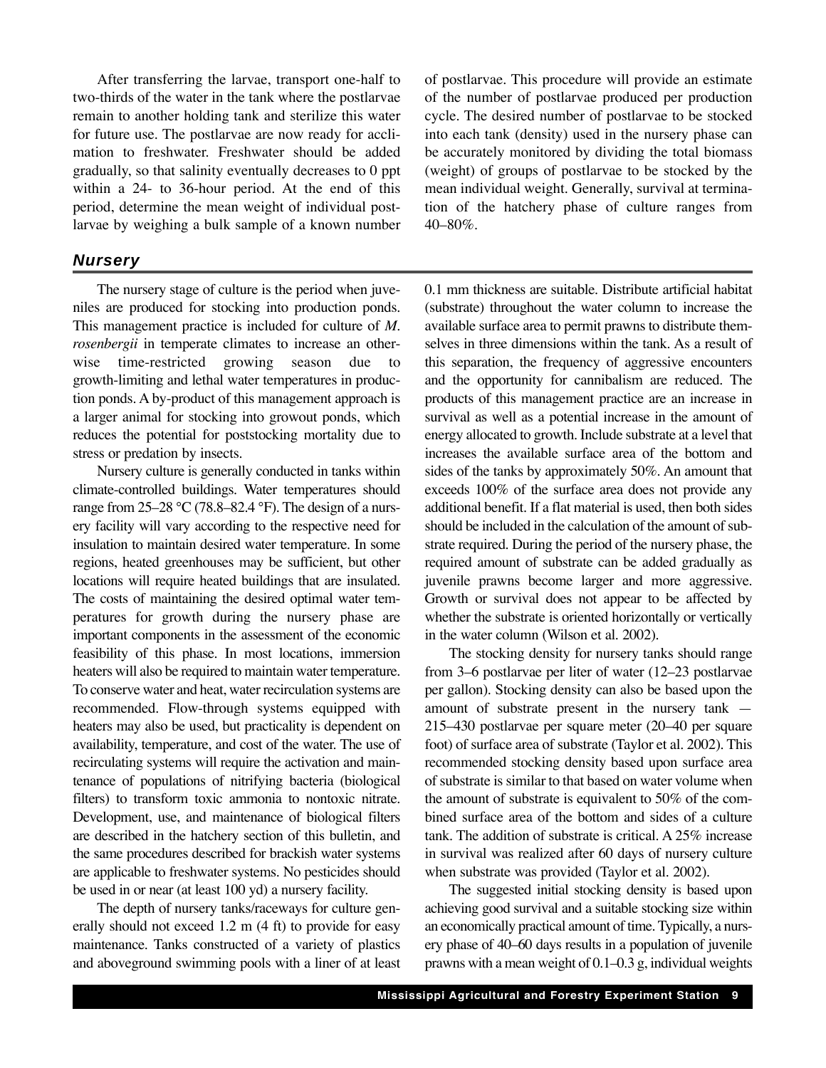After transferring the larvae, transport one-half to two-thirds of the water in the tank where the postlarvae remain to another holding tank and sterilize this water for future use. The postlarvae are now ready for acclimation to freshwater. Freshwater should be added gradually, so that salinity eventually decreases to 0 ppt within a 24- to 36-hour period. At the end of this period, determine the mean weight of individual postlarvae by weighing a bulk sample of a known number of postlarvae. This procedure will provide an estimate of the number of postlarvae produced per production cycle. The desired number of postlarvae to be stocked into each tank (density) used in the nursery phase can be accurately monitored by dividing the total biomass (weight) of groups of postlarvae to be stocked by the mean individual weight. Generally, survival at termination of the hatchery phase of culture ranges from 40–80%.

## *Nursery*

The nursery stage of culture is the period when juveniles are produced for stocking into production ponds. This management practice is included for culture of *M. rosenbergii* in temperate climates to increase an otherwise time-restricted growing season due to growth-limiting and lethal water temperatures in production ponds. A by-product of this management approach is a larger animal for stocking into growout ponds, which reduces the potential for poststocking mortality due to stress or predation by insects.

Nursery culture is generally conducted in tanks within climate-controlled buildings. Water temperatures should range from 25–28 °C (78.8–82.4 °F). The design of a nursery facility will vary according to the respective need for insulation to maintain desired water temperature. In some regions, heated greenhouses may be sufficient, but other locations will require heated buildings that are insulated. The costs of maintaining the desired optimal water temperatures for growth during the nursery phase are important components in the assessment of the economic feasibility of this phase. In most locations, immersion heaters will also be required to maintain water temperature. To conserve water and heat, water recirculation systems are recommended. Flow-through systems equipped with heaters may also be used, but practicality is dependent on availability, temperature, and cost of the water. The use of recirculating systems will require the activation and maintenance of populations of nitrifying bacteria (biological filters) to transform toxic ammonia to nontoxic nitrate. Development, use, and maintenance of biological filters are described in the hatchery section of this bulletin, and the same procedures described for brackish water systems are applicable to freshwater systems. No pesticides should be used in or near (at least 100 yd) a nursery facility.

The depth of nursery tanks/raceways for culture generally should not exceed 1.2 m (4 ft) to provide for easy maintenance. Tanks constructed of a variety of plastics and aboveground swimming pools with a liner of at least 0.1 mm thickness are suitable. Distribute artificial habitat (substrate) throughout the water column to increase the available surface area to permit prawns to distribute themselves in three dimensions within the tank. As a result of this separation, the frequency of aggressive encounters and the opportunity for cannibalism are reduced. The products of this management practice are an increase in survival as well as a potential increase in the amount of energy allocated to growth. Include substrate at a level that increases the available surface area of the bottom and sides of the tanks by approximately 50%. An amount that exceeds 100% of the surface area does not provide any additional benefit. If a flat material is used, then both sides should be included in the calculation of the amount of substrate required. During the period of the nursery phase, the required amount of substrate can be added gradually as juvenile prawns become larger and more aggressive. Growth or survival does not appear to be affected by whether the substrate is oriented horizontally or vertically in the water column (Wilson et al. 2002).

The stocking density for nursery tanks should range from 3–6 postlarvae per liter of water (12–23 postlarvae per gallon). Stocking density can also be based upon the amount of substrate present in the nursery tank — 215–430 postlarvae per square meter (20–40 per square foot) of surface area of substrate (Taylor et al. 2002). This recommended stocking density based upon surface area of substrate is similar to that based on water volume when the amount of substrate is equivalent to 50% of the combined surface area of the bottom and sides of a culture tank. The addition of substrate is critical. A 25% increase in survival was realized after 60 days of nursery culture when substrate was provided (Taylor et al. 2002).

The suggested initial stocking density is based upon achieving good survival and a suitable stocking size within an economically practical amount of time. Typically, a nursery phase of 40–60 days results in a population of juvenile prawns with a mean weight of 0.1–0.3 g, individual weights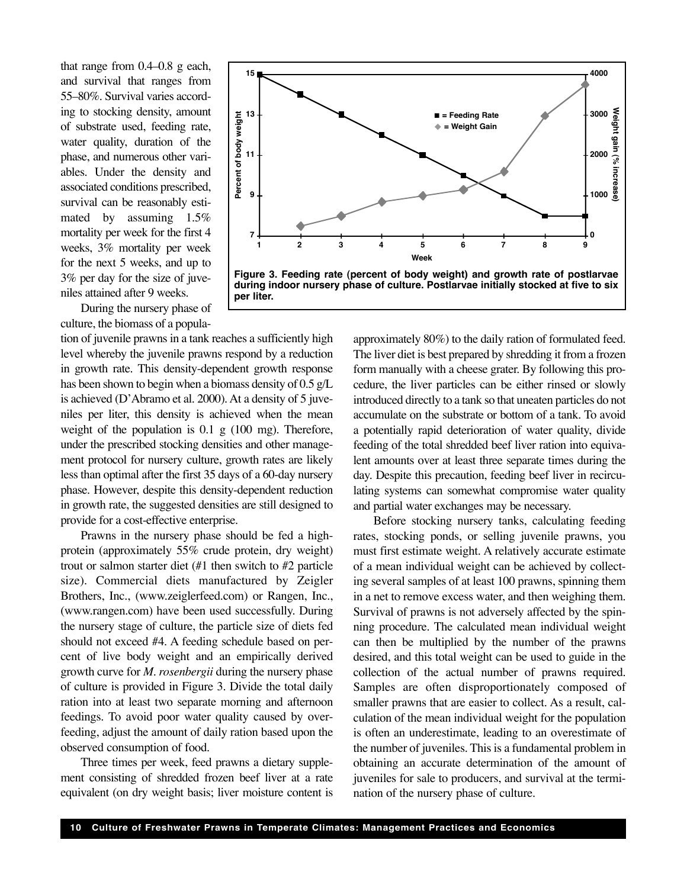that range from 0.4–0.8 g each, and survival that ranges from 55–80%. Survival varies according to stocking density, amount of substrate used, feeding rate, water quality, duration of the phase, and numerous other variables. Under the density and associated conditions prescribed, survival can be reasonably estimated by assuming 1.5% mortality per week for the first 4 weeks, 3% mortality per week for the next 5 weeks, and up to 3% per day for the size of juveniles attained after 9 weeks.

**Figure 3. Feeding rate (percent of body weight) and growth rate of postlarvae during indoor nursery phase of culture. Postlarvae initially stocked at five to six per liter.**

During the nursery phase of culture, the biomass of a population of juvenile prawns in a tank reaches a sufficiently high level whereby the juvenile prawns respond by a reduction in growth rate. This density-dependent growth response has been shown to begin when a biomass density of 0.5 g/L is achieved (D'Abramo et al. 2000). At a density of 5 juveniles per liter, this density is achieved when the mean weight of the population is 0.1 g (100 mg). Therefore, under the prescribed stocking densities and other management protocol for nursery culture, growth rates are likely less than optimal after the first 35 days of a 60-day nursery phase. However, despite this density-dependent reduction in growth rate, the suggested densities are still designed to provide for a cost-effective enterprise.

Prawns in the nursery phase should be fed a high-protein (approximately 55% crude protein, dry weight) trout or salmon starter diet (#1 then switch to #2 particle size). Commercial diets manufactured by Zeigler Brothers, Inc., (www.zeiglerfeed.com) or Rangen, Inc., (www.rangen.com) have been used successfully. During the nursery stage of culture, the particle size of diets fed should not exceed #4. A feeding schedule based on percent of live body weight and an empirically derived growth curve for *M. rosenbergii* during the nursery phase of culture is provided in Figure 3. Divide the total daily ration into at least two separate morning and afternoon feedings. To avoid poor water quality caused by overfeeding, adjust the amount of daily ration based upon the observed consumption of food.

Three times per week, feed prawns a dietary supplement consisting of shredded frozen beef liver at a rate equivalent (on dry weight basis; liver moisture content is approximately 80%) to the daily ration of formulated feed. The liver diet is best prepared by shredding it from a frozen form manually with a cheese grater. By following this procedure, the liver particles can be either rinsed or slowly introduced directly to a tank so that uneaten particles do not accumulate on the substrate or bottom of a tank. To avoid a potentially rapid deterioration of water quality, divide feeding of the total shredded beef liver ration into equivalent amounts over at least three separate times during the day. Despite this precaution, feeding beef liver in recirculating systems can somewhat compromise water quality and partial water exchanges may be necessary.

Before stocking nursery tanks, calculating feeding rates, stocking ponds, or selling juvenile prawns, you must first estimate weight. A relatively accurate estimate of a mean individual weight can be achieved by collecting several samples of at least 100 prawns, spinning them in a net to remove excess water, and then weighing them. Survival of prawns is not adversely affected by the spinning procedure. The calculated mean individual weight can then be multiplied by the number of the prawns desired, and this total weight can be used to guide in the collection of the actual number of prawns required. Samples are often disproportionately composed of smaller prawns that are easier to collect. As a result, calculation of the mean individual weight for the population is often an underestimate, leading to an overestimate of the number of juveniles. This is a fundamental problem in obtaining an accurate determination of the amount of juveniles for sale to producers, and survival at the termination of the nursery phase of culture.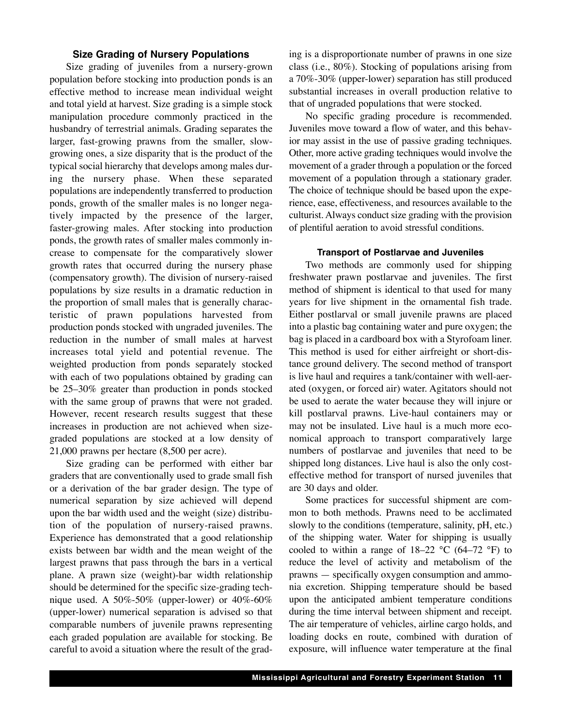### Size Grading of Nursery Populations

Size grading of juveniles from a nursery-grown population before stocking into production ponds is an effective method to increase mean individual weight and total yield at harvest. Size grading is a simple stock manipulation procedure commonly practiced in the husbandry of terrestrial animals. Grading separates the larger, fast-growing prawns from the smaller, slow-growing ones, a size disparity that is the product of the typical social hierarchy that develops among males during the nursery phase. When these separated populations are independently transferred to production ponds, growth of the smaller males is no longer negatively impacted by the presence of the larger, faster-growing males. After stocking into production ponds, the growth rates of smaller males commonly increase to compensate for the comparatively slower growth rates that occurred during the nursery phase (compensatory growth). The division of nursery-raised populations by size results in a dramatic reduction in the proportion of small males that is generally characteristic of prawn populations harvested from production ponds stocked with ungraded juveniles. The reduction in the number of small males at harvest increases total yield and potential revenue. The weighted production from ponds separately stocked with each of two populations obtained by grading can be 25–30% greater than production in ponds stocked with the same group of prawns that were not graded. However, recent research results suggest that these increases in production are not achieved when size-graded populations are stocked at a low density of 21,000 prawns per hectare (8,500 per acre).

Size grading can be performed with either bar graders that are conventionally used to grade small fish or a derivation of the bar grader design. The type of numerical separation by size achieved will depend upon the bar width used and the weight (size) distribution of the population of nursery-raised prawns. Experience has demonstrated that a good relationship exists between bar width and the mean weight of the largest prawns that pass through the bars in a vertical plane. A prawn size (weight)-bar width relationship should be determined for the specific size-grading technique used. A 50%-50% (upper-lower) or 40%-60% (upper-lower) numerical separation is advised so that comparable numbers of juvenile prawns representing each graded population are available for stocking. Be careful to avoid a situation where the result of the grading is a disproportionate number of prawns in one size class (i.e., 80%). Stocking of populations arising from a 70%-30% (upper-lower) separation has still produced substantial increases in overall production relative to that of ungraded populations that were stocked.

No specific grading procedure is recommended. Juveniles move toward a flow of water, and this behavior may assist in the use of passive grading techniques. Other, more active grading techniques would involve the movement of a grader through a population or the forced movement of a population through a stationary grader. The choice of technique should be based upon the experience, ease, effectiveness, and resources available to the culturist. Always conduct size grading with the provision of plentiful aeration to avoid stressful conditions.

### Transport of Postlarvae and Juveniles

Two methods are commonly used for shipping freshwater prawn postlarvae and juveniles. The first method of shipment is identical to that used for many years for live shipment in the ornamental fish trade. Either postlarval or small juvenile prawns are placed into a plastic bag containing water and pure oxygen; the bag is placed in a cardboard box with a Styrofoam liner. This method is used for either airfreight or short-distance ground delivery. The second method of transport is live haul and requires a tank/container with well-aerated (oxygen, or forced air) water. Agitators should not be used to aerate the water because they will injure or kill postlarval prawns. Live-haul containers may or may not be insulated. Live haul is a much more economical approach to transport comparatively large numbers of postlarvae and juveniles that need to be shipped long distances. Live haul is also the only cost-effective method for transport of nursed juveniles that are 30 days and older.

Some practices for successful shipment are common to both methods. Prawns need to be acclimated slowly to the conditions (temperature, salinity, pH, etc.) of the shipping water. Water for shipping is usually cooled to within a range of 18–22 °C (64–72 °F) to reduce the level of activity and metabolism of the prawns — specifically oxygen consumption and ammonia excretion. Shipping temperature should be based upon the anticipated ambient temperature conditions during the time interval between shipment and receipt. The air temperature of vehicles, airline cargo holds, and loading docks en route, combined with duration of exposure, will influence water temperature at the final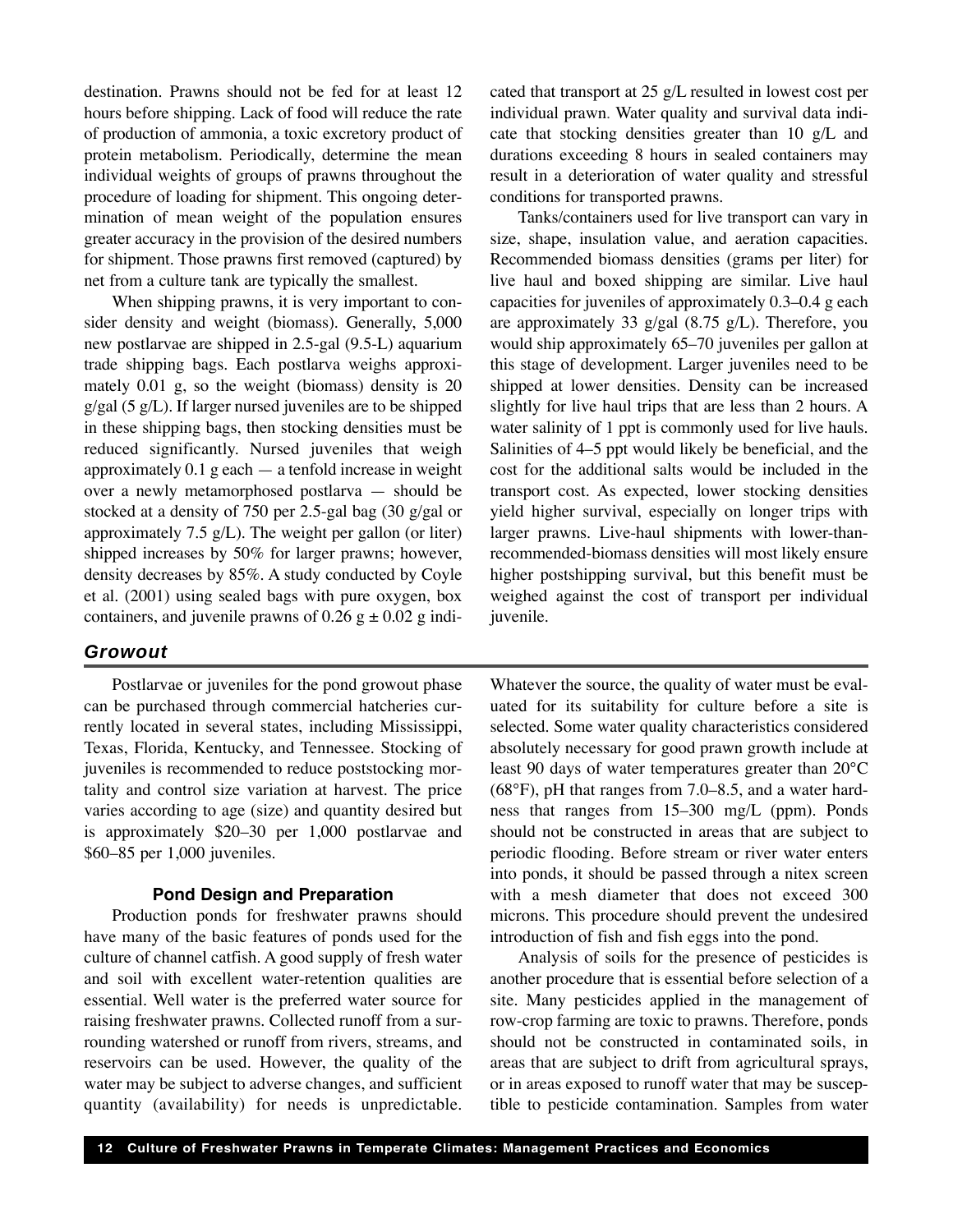destination. Prawns should not be fed for at least 12 hours before shipping. Lack of food will reduce the rate of production of ammonia, a toxic excretory product of protein metabolism. Periodically, determine the mean individual weights of groups of prawns throughout the procedure of loading for shipment. This ongoing determination of mean weight of the population ensures greater accuracy in the provision of the desired numbers for shipment. Those prawns first removed (captured) by net from a culture tank are typically the smallest.

When shipping prawns, it is very important to consider density and weight (biomass). Generally, 5,000 new postlarvae are shipped in 2.5-gal (9.5-L) aquarium trade shipping bags. Each postlarva weighs approximately 0.01 g, so the weight (biomass) density is 20 g/gal (5 g/L). If larger nursed juveniles are to be shipped in these shipping bags, then stocking densities must be reduced significantly. Nursed juveniles that weigh approximately 0.1 g each — a tenfold increase in weight over a newly metamorphosed postlarva — should be stocked at a density of 750 per 2.5-gal bag (30 g/gal or approximately 7.5 g/L). The weight per gallon (or liter) shipped increases by 50% for larger prawns; however, density decreases by 85%. A study conducted by Coyle et al. (2001) using sealed bags with pure oxygen, box containers, and juvenile prawns of 0.26 g ± 0.02 g indicated that transport at 25 g/L resulted in lowest cost per individual prawn. Water quality and survival data indicate that stocking densities greater than 10 g/L and durations exceeding 8 hours in sealed containers may result in a deterioration of water quality and stressful conditions for transported prawns.

Tanks/containers used for live transport can vary in size, shape, insulation value, and aeration capacities. Recommended biomass densities (grams per liter) for live haul and boxed shipping are similar. Live haul capacities for juveniles of approximately 0.3–0.4 g each are approximately 33 g/gal (8.75 g/L). Therefore, you would ship approximately 65–70 juveniles per gallon at this stage of development. Larger juveniles need to be shipped at lower densities. Density can be increased slightly for live haul trips that are less than 2 hours. A water salinity of 1 ppt is commonly used for live hauls. Salinities of 4–5 ppt would likely be beneficial, and the cost for the additional salts would be included in the transport cost. As expected, lower stocking densities yield higher survival, especially on longer trips with larger prawns. Live-haul shipments with lower-than-recommended-biomass densities will most likely ensure higher postshipping survival, but this benefit must be weighed against the cost of transport per individual juvenile.

## *Growout*

Postlarvae or juveniles for the pond growout phase can be purchased through commercial hatcheries currently located in several states, including Mississippi, Texas, Florida, Kentucky, and Tennessee. Stocking of juveniles is recommended to reduce poststocking mortality and control size variation at harvest. The price varies according to age (size) and quantity desired but is approximately $20–30 per 1,000 postlarvae and $60–85 per 1,000 juveniles.

### Pond Design and Preparation

Production ponds for freshwater prawns should have many of the basic features of ponds used for the culture of channel catfish. A good supply of fresh water and soil with excellent water-retention qualities are essential. Well water is the preferred water source for raising freshwater prawns. Collected runoff from a surrounding watershed or runoff from rivers, streams, and reservoirs can be used. However, the quality of the water may be subject to adverse changes, and sufficient quantity (availability) for needs is unpredictable. Whatever the source, the quality of water must be evaluated for its suitability for culture before a site is selected. Some water quality characteristics considered absolutely necessary for good prawn growth include at least 90 days of water temperatures greater than 20°C (68°F), pH that ranges from 7.0–8.5, and a water hardness that ranges from 15–300 mg/L (ppm). Ponds should not be constructed in areas that are subject to periodic flooding. Before stream or river water enters into ponds, it should be passed through a nitex screen with a mesh diameter that does not exceed 300 microns. This procedure should prevent the undesired introduction of fish and fish eggs into the pond.

Analysis of soils for the presence of pesticides is another procedure that is essential before selection of a site. Many pesticides applied in the management of row-crop farming are toxic to prawns. Therefore, ponds should not be constructed in contaminated soils, in areas that are subject to drift from agricultural sprays, or in areas exposed to runoff water that may be susceptible to pesticide contamination. Samples from water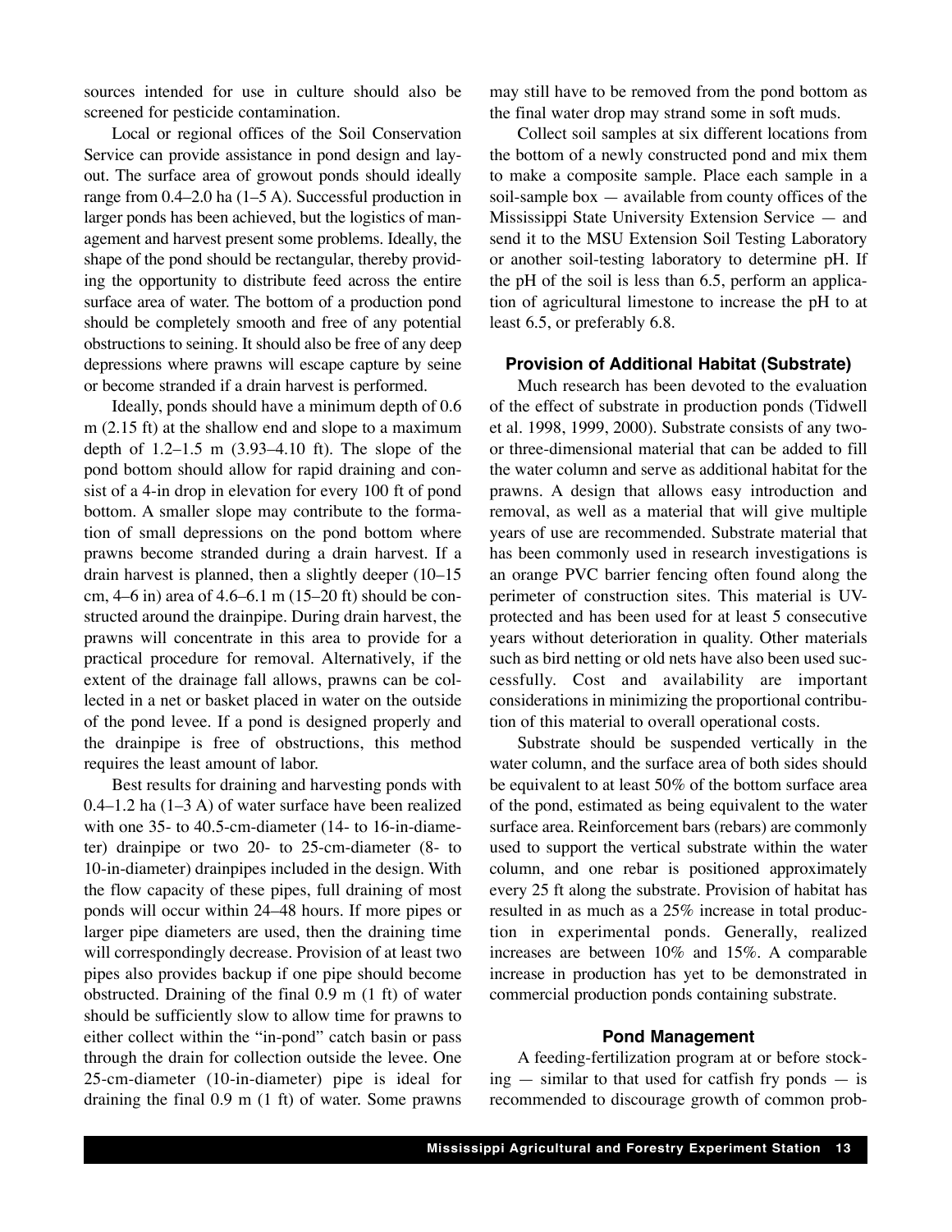sources intended for use in culture should also be screened for pesticide contamination.

Local or regional offices of the Soil Conservation Service can provide assistance in pond design and layout. The surface area of growout ponds should ideally range from 0.4–2.0 ha (1–5 A). Successful production in larger ponds has been achieved, but the logistics of management and harvest present some problems. Ideally, the shape of the pond should be rectangular, thereby providing the opportunity to distribute feed across the entire surface area of water. The bottom of a production pond should be completely smooth and free of any potential obstructions to seining. It should also be free of any deep depressions where prawns will escape capture by seine or become stranded if a drain harvest is performed.

Ideally, ponds should have a minimum depth of 0.6 m (2.15 ft) at the shallow end and slope to a maximum depth of 1.2–1.5 m (3.93–4.10 ft). The slope of the pond bottom should allow for rapid draining and consist of a 4-in drop in elevation for every 100 ft of pond bottom. A smaller slope may contribute to the formation of small depressions on the pond bottom where prawns become stranded during a drain harvest. If a drain harvest is planned, then a slightly deeper (10–15 cm, 4–6 in) area of 4.6–6.1 m (15–20 ft) should be constructed around the drainpipe. During drain harvest, the prawns will concentrate in this area to provide for a practical procedure for removal. Alternatively, if the extent of the drainage fall allows, prawns can be collected in a net or basket placed in water on the outside of the pond levee. If a pond is designed properly and the drainpipe is free of obstructions, this method requires the least amount of labor.

Best results for draining and harvesting ponds with 0.4–1.2 ha (1–3 A) of water surface have been realized with one 35- to 40.5-cm-diameter (14- to 16-in-diameter) drainpipe or two 20- to 25-cm-diameter (8- to 10-in-diameter) drainpipes included in the design. With the flow capacity of these pipes, full draining of most ponds will occur within 24–48 hours. If more pipes or larger pipe diameters are used, then the draining time will correspondingly decrease. Provision of at least two pipes also provides backup if one pipe should become obstructed. Draining of the final 0.9 m (1 ft) of water should be sufficiently slow to allow time for prawns to either collect within the "in-pond" catch basin or pass through the drain for collection outside the levee. One 25-cm-diameter (10-in-diameter) pipe is ideal for draining the final 0.9 m (1 ft) of water. Some prawns may still have to be removed from the pond bottom as the final water drop may strand some in soft muds.

Collect soil samples at six different locations from the bottom of a newly constructed pond and mix them to make a composite sample. Place each sample in a soil-sample box — available from county offices of the Mississippi State University Extension Service — and send it to the MSU Extension Soil Testing Laboratory or another soil-testing laboratory to determine pH. If the pH of the soil is less than 6.5, perform an application of agricultural limestone to increase the pH to at least 6.5, or preferably 6.8.

### Provision of Additional Habitat (Substrate)

Much research has been devoted to the evaluation of the effect of substrate in production ponds (Tidwell et al. 1998, 1999, 2000). Substrate consists of any two- or three-dimensional material that can be added to fill the water column and serve as additional habitat for the prawns. A design that allows easy introduction and removal, as well as a material that will give multiple years of use are recommended. Substrate material that has been commonly used in research investigations is an orange PVC barrier fencing often found along the perimeter of construction sites. This material is UV-protected and has been used for at least 5 consecutive years without deterioration in quality. Other materials such as bird netting or old nets have also been used successfully. Cost and availability are important considerations in minimizing the proportional contribution of this material to overall operational costs.

Substrate should be suspended vertically in the water column, and the surface area of both sides should be equivalent to at least 50% of the bottom surface area of the pond, estimated as being equivalent to the water surface area. Reinforcement bars (rebars) are commonly used to support the vertical substrate within the water column, and one rebar is positioned approximately every 25 ft along the substrate. Provision of habitat has resulted in as much as a 25% increase in total production in experimental ponds. Generally, realized increases are between 10% and 15%. A comparable increase in production has yet to be demonstrated in commercial production ponds containing substrate.

### Pond Management

A feeding-fertilization program at or before stocking — similar to that used for catfish fry ponds — is recommended to discourage growth of common prob-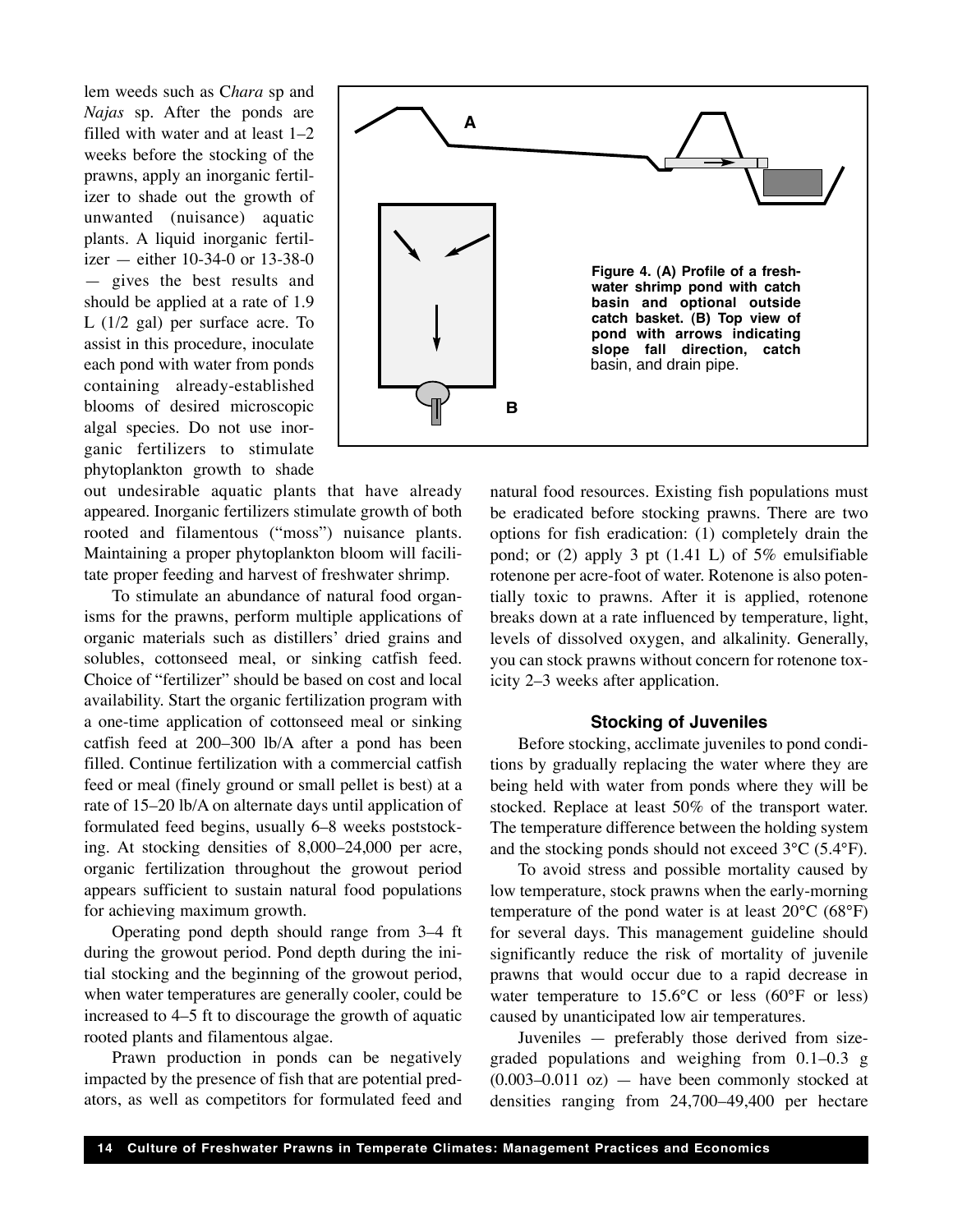lem weeds such as *Chara* sp and *Najas* sp. After the ponds are filled with water and at least 1–2 weeks before the stocking of the prawns, apply an inorganic fertilizer to shade out the growth of unwanted (nuisance) aquatic plants. A liquid inorganic fertilizer — either 10-34-0 or 13-38-0 — gives the best results and should be applied at a rate of 1.9 L (1/2 gal) per surface acre. To assist in this procedure, inoculate each pond with water from ponds containing already-established blooms of desired microscopic algal species. Do not use inorganic fertilizers to stimulate phytoplankton growth to shade out undesirable aquatic plants that have already appeared. Inorganic fertilizers stimulate growth of both rooted and filamentous ("moss") nuisance plants. Maintaining a proper phytoplankton bloom will facilitate proper feeding and harvest of freshwater shrimp.

**Figure 4. (A) Profile of a freshwater shrimp pond with catch basin and optional outside catch basket. (B) Top view of pond with arrows indicating slope fall direction, catch** basin, and drain pipe.

To stimulate an abundance of natural food organisms for the prawns, perform multiple applications of organic materials such as distillers' dried grains and solubles, cottonseed meal, or sinking catfish feed. Choice of "fertilizer" should be based on cost and local availability. Start the organic fertilization program with a one-time application of cottonseed meal or sinking catfish feed at 200–300 lb/A after a pond has been filled. Continue fertilization with a commercial catfish feed or meal (finely ground or small pellet is best) at a rate of 15–20 lb/A on alternate days until application of formulated feed begins, usually 6–8 weeks poststocking. At stocking densities of 8,000–24,000 per acre, organic fertilization throughout the growout period appears sufficient to sustain natural food populations for achieving maximum growth.

Operating pond depth should range from 3–4 ft during the growout period. Pond depth during the initial stocking and the beginning of the growout period, when water temperatures are generally cooler, could be increased to 4–5 ft to discourage the growth of aquatic rooted plants and filamentous algae.

Prawn production in ponds can be negatively impacted by the presence of fish that are potential predators, as well as competitors for formulated feed and natural food resources. Existing fish populations must be eradicated before stocking prawns. There are two options for fish eradication: (1) completely drain the pond; or (2) apply 3 pt (1.41 L) of 5% emulsifiable rotenone per acre-foot of water. Rotenone is also potentially toxic to prawns. After it is applied, rotenone breaks down at a rate influenced by temperature, light, levels of dissolved oxygen, and alkalinity. Generally, you can stock prawns without concern for rotenone toxicity 2–3 weeks after application.

### Stocking of Juveniles

Before stocking, acclimate juveniles to pond conditions by gradually replacing the water where they are being held with water from ponds where they will be stocked. Replace at least 50% of the transport water. The temperature difference between the holding system and the stocking ponds should not exceed 3°C (5.4°F).

To avoid stress and possible mortality caused by low temperature, stock prawns when the early-morning temperature of the pond water is at least 20°C (68°F) for several days. This management guideline should significantly reduce the risk of mortality of juvenile prawns that would occur due to a rapid decrease in water temperature to 15.6°C or less (60°F or less) caused by unanticipated low air temperatures.

Juveniles — preferably those derived from size-graded populations and weighing from 0.1–0.3 g (0.003–0.011 oz) — have been commonly stocked at densities ranging from 24,700–49,400 per hectare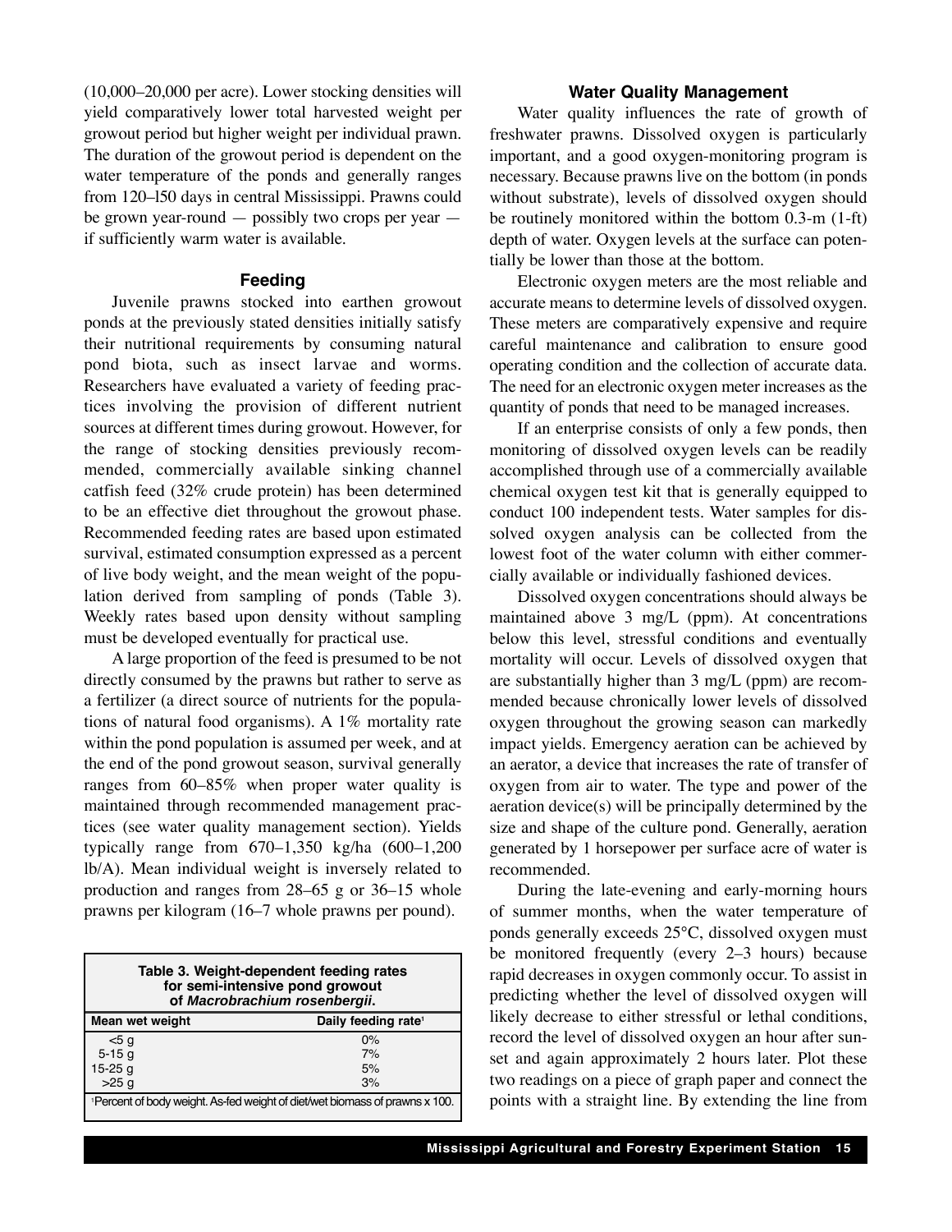(10,000–20,000 per acre). Lower stocking densities will yield comparatively lower total harvested weight per growout period but higher weight per individual prawn. The duration of the growout period is dependent on the water temperature of the ponds and generally ranges from 120–l50 days in central Mississippi. Prawns could be grown year-round — possibly two crops per year — if sufficiently warm water is available.

### Feeding

Juvenile prawns stocked into earthen growout ponds at the previously stated densities initially satisfy their nutritional requirements by consuming natural pond biota, such as insect larvae and worms. Researchers have evaluated a variety of feeding practices involving the provision of different nutrient sources at different times during growout. However, for the range of stocking densities previously recommended, commercially available sinking channel catfish feed (32% crude protein) has been determined to be an effective diet throughout the growout phase. Recommended feeding rates are based upon estimated survival, estimated consumption expressed as a percent of live body weight, and the mean weight of the population derived from sampling of ponds (Table 3). Weekly rates based upon density without sampling must be developed eventually for practical use.

A large proportion of the feed is presumed to be not directly consumed by the prawns but rather to serve as a fertilizer (a direct source of nutrients for the populations of natural food organisms). A 1% mortality rate within the pond population is assumed per week, and at the end of the pond growout season, survival generally ranges from 60–85% when proper water quality is maintained through recommended management practices (see water quality management section). Yields typically range from 670–1,350 kg/ha (600–1,200 lb/A). Mean individual weight is inversely related to production and ranges from 28–65 g or 36–15 whole prawns per kilogram (16–7 whole prawns per pound).

**Table 3. Weight-dependent feeding rates for semi-intensive pond growout of *Macrobrachium rosenbergii*.**

| Mean wet weight | Daily feeding rate[1] |
|---|---|
| <5 g | 0% |
| 5-15 g | 7% |
| 15-25 g | 5% |
| >25 g | 3% |

[1]Percent of body weight. As-fed weight of diet/wet biomass of prawns x 100.

### Water Quality Management

Water quality influences the rate of growth of freshwater prawns. Dissolved oxygen is particularly important, and a good oxygen-monitoring program is necessary. Because prawns live on the bottom (in ponds without substrate), levels of dissolved oxygen should be routinely monitored within the bottom 0.3-m (1-ft) depth of water. Oxygen levels at the surface can potentially be lower than those at the bottom.

Electronic oxygen meters are the most reliable and accurate means to determine levels of dissolved oxygen. These meters are comparatively expensive and require careful maintenance and calibration to ensure good operating condition and the collection of accurate data. The need for an electronic oxygen meter increases as the quantity of ponds that need to be managed increases.

If an enterprise consists of only a few ponds, then monitoring of dissolved oxygen levels can be readily accomplished through use of a commercially available chemical oxygen test kit that is generally equipped to conduct 100 independent tests. Water samples for dissolved oxygen analysis can be collected from the lowest foot of the water column with either commercially available or individually fashioned devices.

Dissolved oxygen concentrations should always be maintained above 3 mg/L (ppm). At concentrations below this level, stressful conditions and eventually mortality will occur. Levels of dissolved oxygen that are substantially higher than 3 mg/L (ppm) are recommended because chronically lower levels of dissolved oxygen throughout the growing season can markedly impact yields. Emergency aeration can be achieved by an aerator, a device that increases the rate of transfer of oxygen from air to water. The type and power of the aeration device(s) will be principally determined by the size and shape of the culture pond. Generally, aeration generated by 1 horsepower per surface acre of water is recommended.

During the late-evening and early-morning hours of summer months, when the water temperature of ponds generally exceeds 25°C, dissolved oxygen must be monitored frequently (every 2–3 hours) because rapid decreases in oxygen commonly occur. To assist in predicting whether the level of dissolved oxygen will likely decrease to either stressful or lethal conditions, record the level of dissolved oxygen an hour after sunset and again approximately 2 hours later. Plot these two readings on a piece of graph paper and connect the points with a straight line. By extending the line from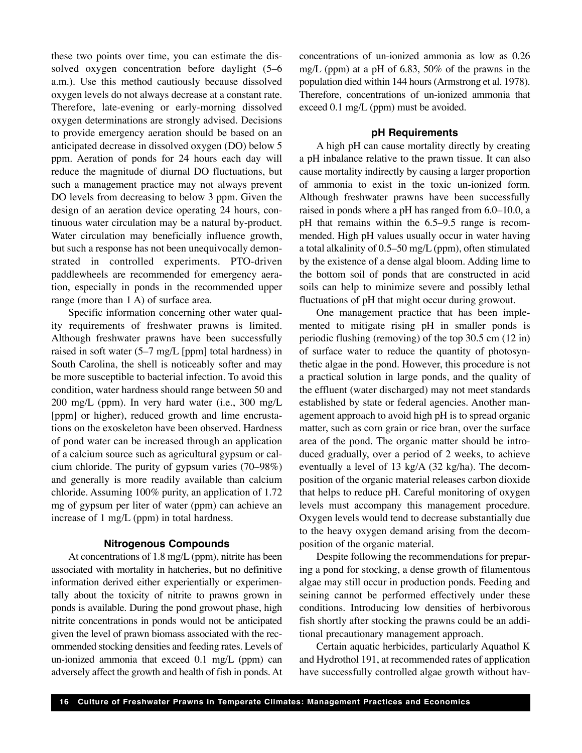these two points over time, you can estimate the dissolved oxygen concentration before daylight (5–6 a.m.). Use this method cautiously because dissolved oxygen levels do not always decrease at a constant rate. Therefore, late-evening or early-morning dissolved oxygen determinations are strongly advised. Decisions to provide emergency aeration should be based on an anticipated decrease in dissolved oxygen (DO) below 5 ppm. Aeration of ponds for 24 hours each day will reduce the magnitude of diurnal DO fluctuations, but such a management practice may not always prevent DO levels from decreasing to below 3 ppm. Given the design of an aeration device operating 24 hours, continuous water circulation may be a natural by-product. Water circulation may beneficially influence growth, but such a response has not been unequivocally demonstrated in controlled experiments. PTO-driven paddlewheels are recommended for emergency aeration, especially in ponds in the recommended upper range (more than 1 A) of surface area.

Specific information concerning other water quality requirements of freshwater prawns is limited. Although freshwater prawns have been successfully raised in soft water (5–7 mg/L [ppm] total hardness) in South Carolina, the shell is noticeably softer and may be more susceptible to bacterial infection. To avoid this condition, water hardness should range between 50 and 200 mg/L (ppm). In very hard water (i.e., 300 mg/L [ppm] or higher), reduced growth and lime encrustations on the exoskeleton have been observed. Hardness of pond water can be increased through an application of a calcium source such as agricultural gypsum or calcium chloride. The purity of gypsum varies (70–98%) and generally is more readily available than calcium chloride. Assuming 100% purity, an application of 1.72 mg of gypsum per liter of water (ppm) can achieve an increase of 1 mg/L (ppm) in total hardness.

### Nitrogenous Compounds

At concentrations of 1.8 mg/L (ppm), nitrite has been associated with mortality in hatcheries, but no definitive information derived either experientially or experimentally about the toxicity of nitrite to prawns grown in ponds is available. During the pond growout phase, high nitrite concentrations in ponds would not be anticipated given the level of prawn biomass associated with the recommended stocking densities and feeding rates. Levels of un-ionized ammonia that exceed 0.1 mg/L (ppm) can adversely affect the growth and health of fish in ponds. At concentrations of un-ionized ammonia as low as 0.26 mg/L (ppm) at a pH of 6.83, 50% of the prawns in the population died within 144 hours (Armstrong et al. 1978). Therefore, concentrations of un-ionized ammonia that exceed 0.1 mg/L (ppm) must be avoided.

### pH Requirements

A high pH can cause mortality directly by creating a pH inbalance relative to the prawn tissue. It can also cause mortality indirectly by causing a larger proportion of ammonia to exist in the toxic un-ionized form. Although freshwater prawns have been successfully raised in ponds where a pH has ranged from 6.0–10.0, a pH that remains within the 6.5–9.5 range is recommended. High pH values usually occur in water having a total alkalinity of 0.5–50 mg/L (ppm), often stimulated by the existence of a dense algal bloom. Adding lime to the bottom soil of ponds that are constructed in acid soils can help to minimize severe and possibly lethal fluctuations of pH that might occur during growout.

One management practice that has been implemented to mitigate rising pH in smaller ponds is periodic flushing (removing) of the top 30.5 cm (12 in) of surface water to reduce the quantity of photosynthetic algae in the pond. However, this procedure is not a practical solution in large ponds, and the quality of the effluent (water discharged) may not meet standards established by state or federal agencies. Another management approach to avoid high pH is to spread organic matter, such as corn grain or rice bran, over the surface area of the pond. The organic matter should be introduced gradually, over a period of 2 weeks, to achieve eventually a level of 13 kg/A (32 kg/ha). The decomposition of the organic material releases carbon dioxide that helps to reduce pH. Careful monitoring of oxygen levels must accompany this management procedure. Oxygen levels would tend to decrease substantially due to the heavy oxygen demand arising from the decomposition of the organic material.

Despite following the recommendations for preparing a pond for stocking, a dense growth of filamentous algae may still occur in production ponds. Feeding and seining cannot be performed effectively under these conditions. Introducing low densities of herbivorous fish shortly after stocking the prawns could be an additional precautionary management approach.

Certain aquatic herbicides, particularly Aquathol K and Hydrothol 191, at recommended rates of application have successfully controlled algae growth without hav-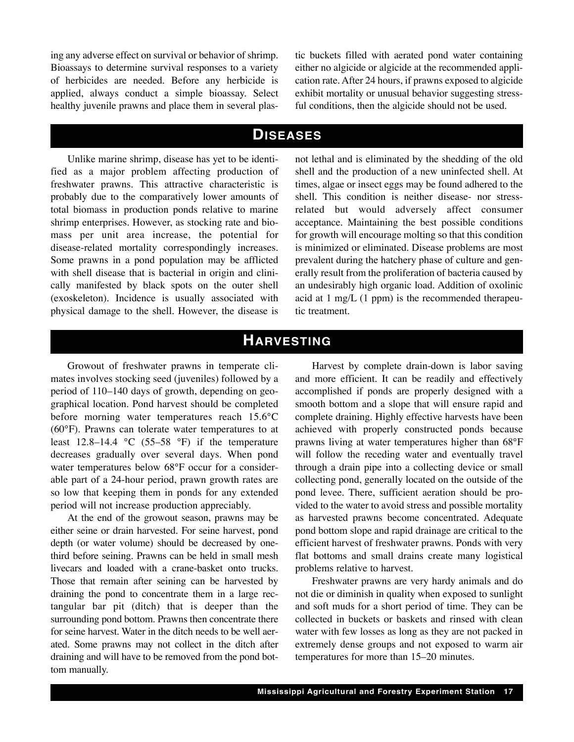ing any adverse effect on survival or behavior of shrimp. Bioassays to determine survival responses to a variety of herbicides are needed. Before any herbicide is applied, always conduct a simple bioassay. Select healthy juvenile prawns and place them in several plastic buckets filled with aerated pond water containing either no algicide or algicide at the recommended application rate. After 24 hours, if prawns exposed to algicide exhibit mortality or unusual behavior suggesting stressful conditions, then the algicide should not be used.

## DISEASES

Unlike marine shrimp, disease has yet to be identified as a major problem affecting production of freshwater prawns. This attractive characteristic is probably due to the comparatively lower amounts of total biomass in production ponds relative to marine shrimp enterprises. However, as stocking rate and biomass per unit area increase, the potential for disease-related mortality correspondingly increases. Some prawns in a pond population may be afflicted with shell disease that is bacterial in origin and clinically manifested by black spots on the outer shell (exoskeleton). Incidence is usually associated with physical damage to the shell. However, the disease is not lethal and is eliminated by the shedding of the old shell and the production of a new uninfected shell. At times, algae or insect eggs may be found adhered to the shell. This condition is neither disease- nor stress-related but would adversely affect consumer acceptance. Maintaining the best possible conditions for growth will encourage molting so that this condition is minimized or eliminated. Disease problems are most prevalent during the hatchery phase of culture and generally result from the proliferation of bacteria caused by an undesirably high organic load. Addition of oxolinic acid at 1 mg/L (1 ppm) is the recommended therapeutic treatment.

## HARVESTING

Growout of freshwater prawns in temperate climates involves stocking seed (juveniles) followed by a period of 110–140 days of growth, depending on geographical location. Pond harvest should be completed before morning water temperatures reach 15.6°C (60°F). Prawns can tolerate water temperatures to at least 12.8–14.4 °C (55–58 °F) if the temperature decreases gradually over several days. When pond water temperatures below 68°F occur for a considerable part of a 24-hour period, prawn growth rates are so low that keeping them in ponds for any extended period will not increase production appreciably.

At the end of the growout season, prawns may be either seine or drain harvested. For seine harvest, pond depth (or water volume) should be decreased by one-third before seining. Prawns can be held in small mesh livecars and loaded with a crane-basket onto trucks. Those that remain after seining can be harvested by draining the pond to concentrate them in a large rectangular bar pit (ditch) that is deeper than the surrounding pond bottom. Prawns then concentrate there for seine harvest. Water in the ditch needs to be well aerated. Some prawns may not collect in the ditch after draining and will have to be removed from the pond bottom manually.

Harvest by complete drain-down is labor saving and more efficient. It can be readily and effectively accomplished if ponds are properly designed with a smooth bottom and a slope that will ensure rapid and complete draining. Highly effective harvests have been achieved with properly constructed ponds because prawns living at water temperatures higher than 68°F will follow the receding water and eventually travel through a drain pipe into a collecting device or small collecting pond, generally located on the outside of the pond levee. There, sufficient aeration should be provided to the water to avoid stress and possible mortality as harvested prawns become concentrated. Adequate pond bottom slope and rapid drainage are critical to the efficient harvest of freshwater prawns. Ponds with very flat bottoms and small drains create many logistical problems relative to harvest.

Freshwater prawns are very hardy animals and do not die or diminish in quality when exposed to sunlight and soft muds for a short period of time. They can be collected in buckets or baskets and rinsed with clean water with few losses as long as they are not packed in extremely dense groups and not exposed to warm air temperatures for more than 15–20 minutes.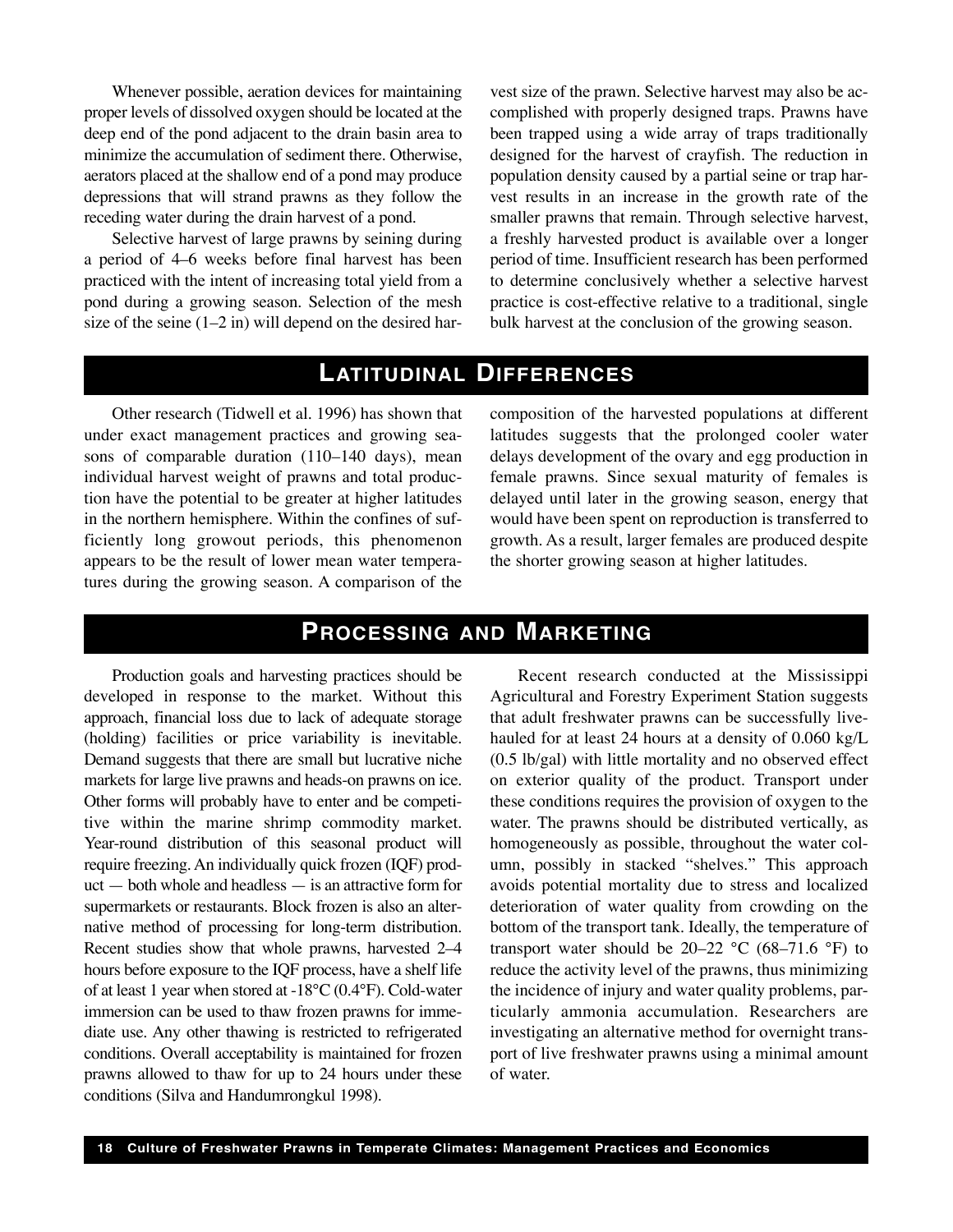Whenever possible, aeration devices for maintaining proper levels of dissolved oxygen should be located at the deep end of the pond adjacent to the drain basin area to minimize the accumulation of sediment there. Otherwise, aerators placed at the shallow end of a pond may produce depressions that will strand prawns as they follow the receding water during the drain harvest of a pond.

Selective harvest of large prawns by seining during a period of 4–6 weeks before final harvest has been practiced with the intent of increasing total yield from a pond during a growing season. Selection of the mesh size of the seine (1–2 in) will depend on the desired harvest size of the prawn. Selective harvest may also be accomplished with properly designed traps. Prawns have been trapped using a wide array of traps traditionally designed for the harvest of crayfish. The reduction in population density caused by a partial seine or trap harvest results in an increase in the growth rate of the smaller prawns that remain. Through selective harvest, a freshly harvested product is available over a longer period of time. Insufficient research has been performed to determine conclusively whether a selective harvest practice is cost-effective relative to a traditional, single bulk harvest at the conclusion of the growing season.

## Latitudinal Differences

Other research (Tidwell et al. 1996) has shown that under exact management practices and growing seasons of comparable duration (110–140 days), mean individual harvest weight of prawns and total production have the potential to be greater at higher latitudes in the northern hemisphere. Within the confines of sufficiently long growout periods, this phenomenon appears to be the result of lower mean water temperatures during the growing season. A comparison of the composition of the harvested populations at different latitudes suggests that the prolonged cooler water delays development of the ovary and egg production in female prawns. Since sexual maturity of females is delayed until later in the growing season, energy that would have been spent on reproduction is transferred to growth. As a result, larger females are produced despite the shorter growing season at higher latitudes.

## Processing and Marketing

Production goals and harvesting practices should be developed in response to the market. Without this approach, financial loss due to lack of adequate storage (holding) facilities or price variability is inevitable. Demand suggests that there are small but lucrative niche markets for large live prawns and heads-on prawns on ice. Other forms will probably have to enter and be competitive within the marine shrimp commodity market. Year-round distribution of this seasonal product will require freezing. An individually quick frozen (IQF) product — both whole and headless — is an attractive form for supermarkets or restaurants. Block frozen is also an alternative method of processing for long-term distribution. Recent studies show that whole prawns, harvested 2–4 hours before exposure to the IQF process, have a shelf life of at least 1 year when stored at -18°C (0.4°F). Cold-water immersion can be used to thaw frozen prawns for immediate use. Any other thawing is restricted to refrigerated conditions. Overall acceptability is maintained for frozen prawns allowed to thaw for up to 24 hours under these conditions (Silva and Handumrongkul 1998).

Recent research conducted at the Mississippi Agricultural and Forestry Experiment Station suggests that adult freshwater prawns can be successfully live-hauled for at least 24 hours at a density of 0.060 kg/L (0.5 lb/gal) with little mortality and no observed effect on exterior quality of the product. Transport under these conditions requires the provision of oxygen to the water. The prawns should be distributed vertically, as homogeneously as possible, throughout the water column, possibly in stacked "shelves." This approach avoids potential mortality due to stress and localized deterioration of water quality from crowding on the bottom of the transport tank. Ideally, the temperature of transport water should be 20–22 °C (68–71.6 °F) to reduce the activity level of the prawns, thus minimizing the incidence of injury and water quality problems, particularly ammonia accumulation. Researchers are investigating an alternative method for overnight transport of live freshwater prawns using a minimal amount of water.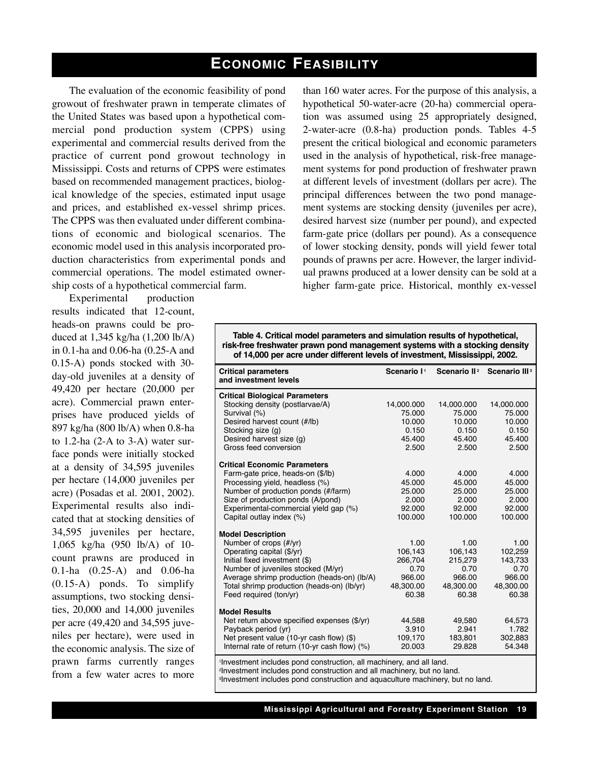# Economic Feasibility

The evaluation of the economic feasibility of pond growout of freshwater prawn in temperate climates of the United States was based upon a hypothetical commercial pond production system (CPPS) using experimental and commercial results derived from the practice of current pond growout technology in Mississippi. Costs and returns of CPPS were estimates based on recommended management practices, biological knowledge of the species, estimated input usage and prices, and established ex-vessel shrimp prices. The CPPS was then evaluated under different combinations of economic and biological scenarios. The economic model used in this analysis incorporated production characteristics from experimental ponds and commercial operations. The model estimated ownership costs of a hypothetical commercial farm.

Experimental production results indicated that 12-count, heads-on prawns could be produced at 1,345 kg/ha (1,200 lb/A) in 0.1-ha and 0.06-ha (0.25-A and 0.15-A) ponds stocked with 30-day-old juveniles at a density of 49,420 per hectare (20,000 per acre). Commercial prawn enterprises have produced yields of 897 kg/ha (800 lb/A) when 0.8-ha to 1.2-ha (2-A to 3-A) water surface ponds were initially stocked at a density of 34,595 juveniles per hectare (14,000 juveniles per acre) (Posadas et al. 2001, 2002). Experimental results also indicated that at stocking densities of 34,595 juveniles per hectare, 1,065 kg/ha (950 lb/A) of 10-count prawns are produced in 0.1-ha (0.25-A) and 0.06-ha (0.15-A) ponds. To simplify assumptions, two stocking densities, 20,000 and 14,000 juveniles per acre (49,420 and 34,595 juveniles per hectare), were used in the economic analysis. The size of prawn farms currently ranges from a few water acres to more than 160 water acres. For the purpose of this analysis, a hypothetical 50-water-acre (20-ha) commercial operation was assumed using 25 appropriately designed, 2-water-acre (0.8-ha) production ponds. Tables 4-5 present the critical biological and economic parameters used in the analysis of hypothetical, risk-free management systems for pond production of freshwater prawn at different levels of investment (dollars per acre). The principal differences between the two pond management systems are stocking density (juveniles per acre), desired harvest size (number per pound), and expected farm-gate price (dollars per pound). As a consequence of lower stocking density, ponds will yield fewer total pounds of prawns per acre. However, the larger individual prawns produced at a lower density can be sold at a higher farm-gate price. Historical, monthly ex-vessel

**Table 4. Critical model parameters and simulation results of hypothetical, risk-free freshwater prawn pond management systems with a stocking density of 14,000 per acre under different levels of investment, Mississippi, 2002.**

| Critical parameters and investment levels | Scenario I[1] | Scenario II[2] | Scenario III[3] |
|---|---|---|---|
| **Critical Biological Parameters** | | | |
| Stocking density (postlarvae/A) | 14,000.000 | 14,000.000 | 14,000.000 |
| Survival (%) | 75.000 | 75.000 | 75.000 |
| Desired harvest count (#/lb) | 10.000 | 10.000 | 10.000 |
| Stocking size (g) | 0.150 | 0.150 | 0.150 |
| Desired harvest size (g) | 45.400 | 45.400 | 45.400 |
| Gross feed conversion | 2.500 | 2.500 | 2.500 |
| **Critical Economic Parameters** | | | |
| Farm-gate price, heads-on ($/lb) | 4.000 | 4.000 | 4.000 |
| Processing yield, headless (%) | 45.000 | 45.000 | 45.000 |
| Number of production ponds (#/farm) | 25.000 | 25.000 | 25.000 |
| Size of production ponds (A/pond) | 2.000 | 2.000 | 2.000 |
| Experimental-commercial yield gap (%) | 92.000 | 92.000 | 92.000 |
| Capital outlay index (%) | 100.000 | 100.000 | 100.000 |
| **Model Description** | | | |
| Number of crops (#/yr) | 1.00 | 1.00 | 1.00 |
| Operating capital ($/yr) | 106,143 | 106,143 | 102,259 |
| Initial fixed investment ($) | 266,704 | 215,279 | 143,733 |
| Number of juveniles stocked (M/yr) | 0.70 | 0.70 | 0.70 |
| Average shrimp production (heads-on) (lb/A) | 966.00 | 966.00 | 966.00 |
| Total shrimp production (heads-on) (lb/yr) | 48,300.00 | 48,300.00 | 48,300.00 |
| Feed required (ton/yr) | 60.38 | 60.38 | 60.38 |
| **Model Results** | | | |
| Net return above specified expenses ($/yr) | 44,588 | 49,580 | 64,573 |
| Payback period (yr) | 3.910 | 2.941 | 1.782 |
| Net present value (10-yr cash flow) ($) | 109,170 | 183,801 | 302,883 |
| Internal rate of return (10-yr cash flow) (%) | 20.003 | 29.828 | 54.348 |

[1]Investment includes pond construction, all machinery, and all land.
[2]Investment includes pond construction and all machinery, but no land.
[3]Investment includes pond construction and aquaculture machinery, but no land.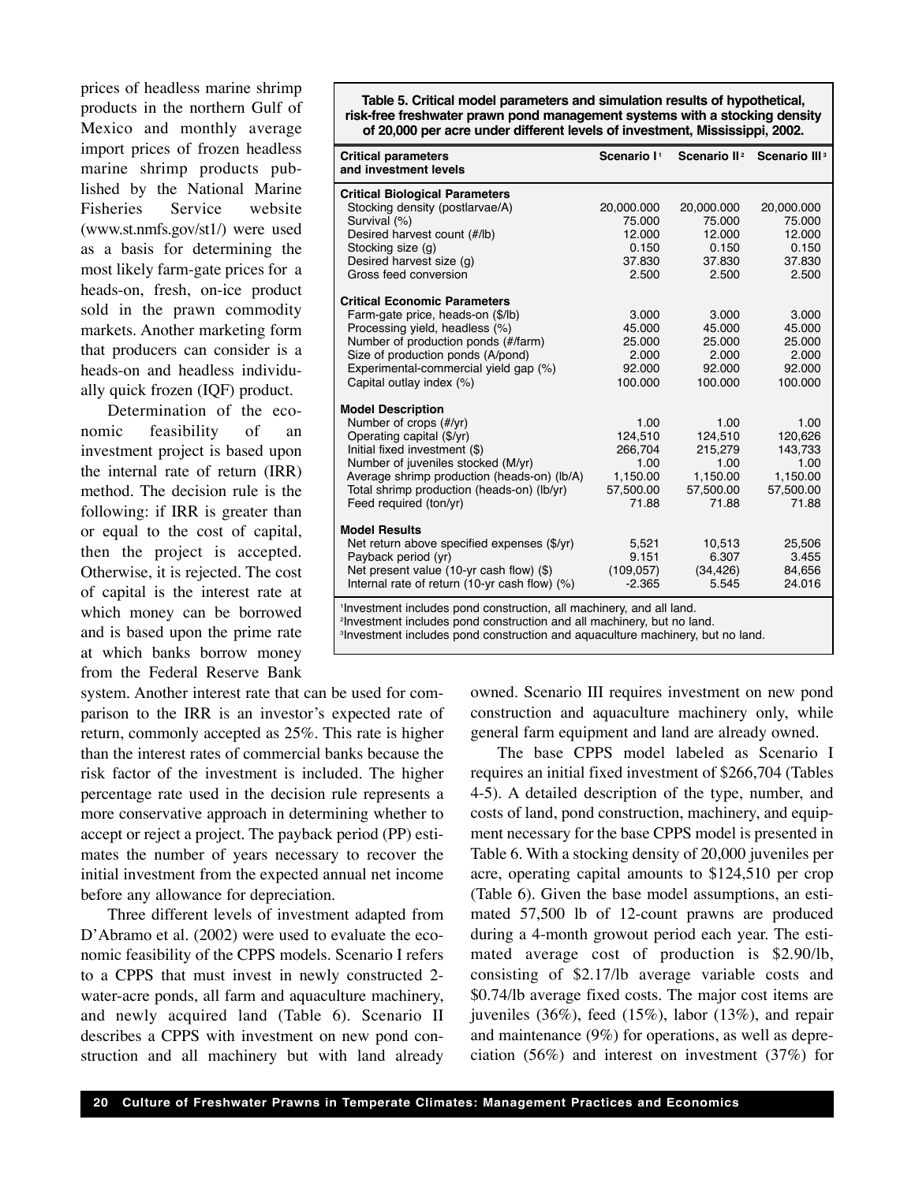prices of headless marine shrimp products in the northern Gulf of Mexico and monthly average import prices of frozen headless marine shrimp products published by the National Marine Fisheries Service website (www.st.nmfs.gov/st1/) were used as a basis for determining the most likely farm-gate prices for a heads-on, fresh, on-ice product sold in the prawn commodity markets. Another marketing form that producers can consider is a heads-on and headless individually quick frozen (IQF) product.

Determination of the economic feasibility of an investment project is based upon the internal rate of return (IRR) method. The decision rule is the following: if IRR is greater than or equal to the cost of capital, then the project is accepted. Otherwise, it is rejected. The cost of capital is the interest rate at which money can be borrowed and is based upon the prime rate at which banks borrow money from the Federal Reserve Bank system. Another interest rate that can be used for comparison to the IRR is an investor's expected rate of return, commonly accepted as 25%. This rate is higher than the interest rates of commercial banks because the risk factor of the investment is included. The higher percentage rate used in the decision rule represents a more conservative approach in determining whether to accept or reject a project. The payback period (PP) estimates the number of years necessary to recover the initial investment from the expected annual net income before any allowance for depreciation.

**Table 5. Critical model parameters and simulation results of hypothetical, risk-free freshwater prawn pond management systems with a stocking density of 20,000 per acre under different levels of investment, Mississippi, 2002.**

| Critical parameters and investment levels | Scenario I[1] | Scenario II[2] | Scenario III[3] |
|---|---|---|---|
| **Critical Biological Parameters** | | | |
| Stocking density (postlarvae/A) | 20,000.000 | 20,000.000 | 20,000.000 |
| Survival (%) | 75.000 | 75.000 | 75.000 |
| Desired harvest count (#/lb) | 12.000 | 12.000 | 12.000 |
| Stocking size (g) | 0.150 | 0.150 | 0.150 |
| Desired harvest size (g) | 37.830 | 37.830 | 37.830 |
| Gross feed conversion | 2.500 | 2.500 | 2.500 |
| **Critical Economic Parameters** | | | |
| Farm-gate price, heads-on ($/lb) | 3.000 | 3.000 | 3.000 |
| Processing yield, headless (%) | 45.000 | 45.000 | 45.000 |
| Number of production ponds (#/farm) | 25.000 | 25.000 | 25.000 |
| Size of production ponds (A/pond) | 2.000 | 2.000 | 2.000 |
| Experimental-commercial yield gap (%) | 92.000 | 92.000 | 92.000 |
| Capital outlay index (%) | 100.000 | 100.000 | 100.000 |
| **Model Description** | | | |
| Number of crops (#/yr) | 1.00 | 1.00 | 1.00 |
| Operating capital ($/yr) | 124,510 | 124,510 | 120,626 |
| Initial fixed investment ($) | 266,704 | 215,279 | 143,733 |
| Number of juveniles stocked (M/yr) | 1.00 | 1.00 | 1.00 |
| Average shrimp production (heads-on) (lb/A) | 1,150.00 | 1,150.00 | 1,150.00 |
| Total shrimp production (heads-on) (lb/yr) | 57,500.00 | 57,500.00 | 57,500.00 |
| Feed required (ton/yr) | 71.88 | 71.88 | 71.88 |
| **Model Results** | | | |
| Net return above specified expenses ($/yr) | 5,521 | 10,513 | 25,506 |
| Payback period (yr) | 9.151 | 6.307 | 3.455 |
| Net present value (10-yr cash flow) ($) | (109,057) | (34,426) | 84,656 |
| Internal rate of return (10-yr cash flow) (%) | -2.365 | 5.545 | 24.016 |

[1]Investment includes pond construction, all machinery, and all land.
[2]Investment includes pond construction and all machinery, but no land.
[3]Investment includes pond construction and aquaculture machinery, but no land.

Three different levels of investment adapted from D'Abramo et al. (2002) were used to evaluate the economic feasibility of the CPPS models. Scenario I refers to a CPPS that must invest in newly constructed 2-water-acre ponds, all farm and aquaculture machinery, and newly acquired land (Table 6). Scenario II describes a CPPS with investment on new pond construction and all machinery but with land already owned. Scenario III requires investment on new pond construction and aquaculture machinery only, while general farm equipment and land are already owned.

The base CPPS model labeled as Scenario I requires an initial fixed investment of $266,704 (Tables 4-5). A detailed description of the type, number, and costs of land, pond construction, machinery, and equipment necessary for the base CPPS model is presented in Table 6. With a stocking density of 20,000 juveniles per acre, operating capital amounts to $124,510 per crop (Table 6). Given the base model assumptions, an estimated 57,500 lb of 12-count prawns are produced during a 4-month growout period each year. The estimated average cost of production is $2.90/lb, consisting of $2.17/lb average variable costs and $0.74/lb average fixed costs. The major cost items are juveniles (36%), feed (15%), labor (13%), and repair and maintenance (9%) for operations, as well as depreciation (56%) and interest on investment (37%) for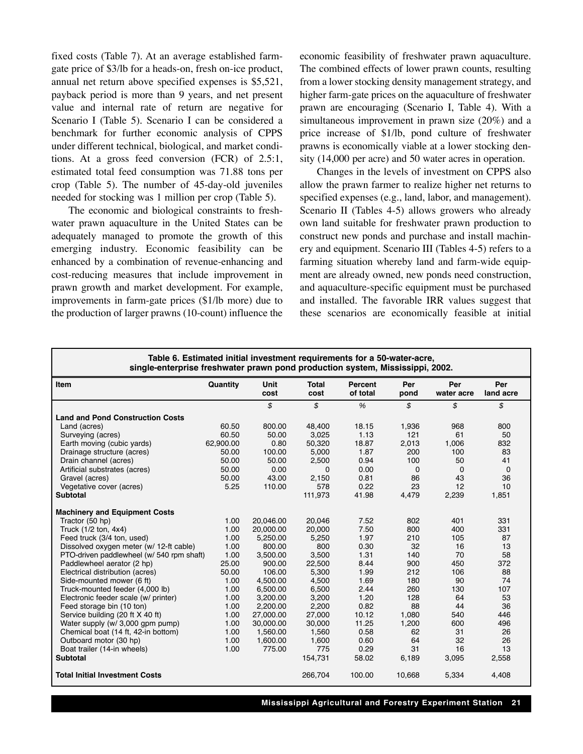fixed costs (Table 7). At an average established farm-gate price of $3/lb for a heads-on, fresh on-ice product, annual net return above specified expenses is $5,521, payback period is more than 9 years, and net present value and internal rate of return are negative for Scenario I (Table 5). Scenario I can be considered a benchmark for further economic analysis of CPPS under different technical, biological, and market conditions. At a gross feed conversion (FCR) of 2.5:1, estimated total feed consumption was 71.88 tons per crop (Table 5). The number of 45-day-old juveniles needed for stocking was 1 million per crop (Table 5).

The economic and biological constraints to freshwater prawn aquaculture in the United States can be adequately managed to promote the growth of this emerging industry. Economic feasibility can be enhanced by a combination of revenue-enhancing and cost-reducing measures that include improvement in prawn growth and market development. For example, improvements in farm-gate prices ($1/lb more) due to the production of larger prawns (10-count) influence the economic feasibility of freshwater prawn aquaculture. The combined effects of lower prawn counts, resulting from a lower stocking density management strategy, and higher farm-gate prices on the aquaculture of freshwater prawn are encouraging (Scenario I, Table 4). With a simultaneous improvement in prawn size (20%) and a price increase of $1/lb, pond culture of freshwater prawns is economically viable at a lower stocking density (14,000 per acre) and 50 water acres in operation.

Changes in the levels of investment on CPPS also allow the prawn farmer to realize higher net returns to specified expenses (e.g., land, labor, and management). Scenario II (Tables 4-5) allows growers who already own land suitable for freshwater prawn production to construct new ponds and purchase and install machinery and equipment. Scenario III (Tables 4-5) refers to a farming situation whereby land and farm-wide equipment are already owned, new ponds need construction, and aquaculture-specific equipment must be purchased and installed. The favorable IRR values suggest that these scenarios are economically feasible at initial

**Table 6. Estimated initial investment requirements for a 50-water-acre, single-enterprise freshwater prawn pond production system, Mississippi, 2002.**

| Item | Quantity | Unit cost | Total cost | Percent of total | Per pond | Per water acre | Per land acre |
|---|---|---|---|---|---|---|---|
| | | $ | $ | % | $ | $ | $ |
| **Land and Pond Construction Costs** | | | | | | | |
| Land (acres) | 60.50 | 800.00 | 48,400 | 18.15 | 1,936 | 968 | 800 |
| Surveying (acres) | 60.50 | 50.00 | 3,025 | 1.13 | 121 | 61 | 50 |
| Earth moving (cubic yards) | 62,900.00 | 0.80 | 50,320 | 18.87 | 2,013 | 1,006 | 832 |
| Drainage structure (acres) | 50.00 | 100.00 | 5,000 | 1.87 | 200 | 100 | 83 |
| Drain channel (acres) | 50.00 | 50.00 | 2,500 | 0.94 | 100 | 50 | 41 |
| Artificial substrates (acres) | 50.00 | 0.00 | 0 | 0.00 | 0 | 0 | 0 |
| Gravel (acres) | 50.00 | 43.00 | 2,150 | 0.81 | 86 | 43 | 36 |
| Vegetative cover (acres) | 5.25 | 110.00 | 578 | 0.22 | 23 | 12 | 10 |
| **Subtotal** | | | 111,973 | 41.98 | 4,479 | 2,239 | 1,851 |
| **Machinery and Equipment Costs** | | | | | | | |
| Tractor (50 hp) | 1.00 | 20,046.00 | 20,046 | 7.52 | 802 | 401 | 331 |
| Truck (1/2 ton, 4x4) | 1.00 | 20,000.00 | 20,000 | 7.50 | 800 | 400 | 331 |
| Feed truck (3/4 ton, used) | 1.00 | 5,250.00 | 5,250 | 1.97 | 210 | 105 | 87 |
| Dissolved oxygen meter (w/ 12-ft cable) | 1.00 | 800.00 | 800 | 0.30 | 32 | 16 | 13 |
| PTO-driven paddlewheel (w/ 540 rpm shaft) | 1.00 | 3,500.00 | 3,500 | 1.31 | 140 | 70 | 58 |
| Paddlewheel aerator (2 hp) | 25.00 | 900.00 | 22,500 | 8.44 | 900 | 450 | 372 |
| Electrical distribution (acres) | 50.00 | 106.00 | 5,300 | 1.99 | 212 | 106 | 88 |
| Side-mounted mower (6 ft) | 1.00 | 4,500.00 | 4,500 | 1.69 | 180 | 90 | 74 |
| Truck-mounted feeder (4,000 lb) | 1.00 | 6,500.00 | 6,500 | 2.44 | 260 | 130 | 107 |
| Electronic feeder scale (w/ printer) | 1.00 | 3,200.00 | 3,200 | 1.20 | 128 | 64 | 53 |
| Feed storage bin (10 ton) | 1.00 | 2,200.00 | 2,200 | 0.82 | 88 | 44 | 36 |
| Service building (20 ft X 40 ft) | 1.00 | 27,000.00 | 27,000 | 10.12 | 1,080 | 540 | 446 |
| Water supply (w/ 3,000 gpm pump) | 1.00 | 30,000.00 | 30,000 | 11.25 | 1,200 | 600 | 496 |
| Chemical boat (14 ft, 42-in bottom) | 1.00 | 1,560.00 | 1,560 | 0.58 | 62 | 31 | 26 |
| Outboard motor (30 hp) | 1.00 | 1,600.00 | 1,600 | 0.60 | 64 | 32 | 26 |
| Boat trailer (14-in wheels) | 1.00 | 775.00 | 775 | 0.29 | 31 | 16 | 13 |
| **Subtotal** | | | 154,731 | 58.02 | 6,189 | 3,095 | 2,558 |
| **Total Initial Investment Costs** | | | 266,704 | 100.00 | 10,668 | 5,334 | 4,408 |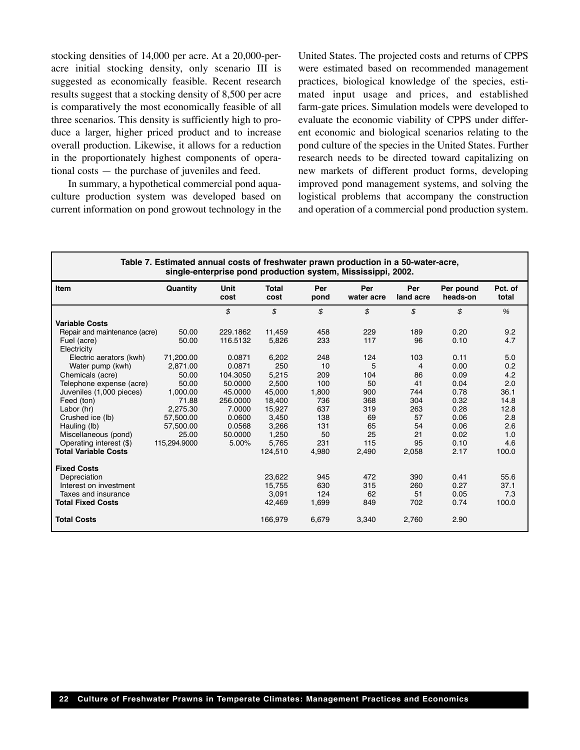stocking densities of 14,000 per acre. At a 20,000-per-acre initial stocking density, only scenario III is suggested as economically feasible. Recent research results suggest that a stocking density of 8,500 per acre is comparatively the most economically feasible of all three scenarios. This density is sufficiently high to produce a larger, higher priced product and to increase overall production. Likewise, it allows for a reduction in the proportionately highest components of operational costs — the purchase of juveniles and feed.

In summary, a hypothetical commercial pond aquaculture production system was developed based on current information on pond growout technology in the United States. The projected costs and returns of CPPS were estimated based on recommended management practices, biological knowledge of the species, estimated input usage and prices, and established farm-gate prices. Simulation models were developed to evaluate the economic viability of CPPS under different economic and biological scenarios relating to the pond culture of the species in the United States. Further research needs to be directed toward capitalizing on new markets of different product forms, developing improved pond management systems, and solving the logistical problems that accompany the construction and operation of a commercial pond production system.

**Table 7. Estimated annual costs of freshwater prawn production in a 50-water-acre, single-enterprise pond production system, Mississippi, 2002.**

| Item | Quantity | Unit cost | Total cost | Per pond | Per water acre | Per land acre | Per pound heads-on | Pct. of total |
|---|---|---|---|---|---|---|---|---|
| | | $ | $ | $ | $ | $ | $ | % |
| **Variable Costs** | | | | | | | | |
| Repair and maintenance (acre) | 50.00 | 229.1862 | 11,459 | 458 | 229 | 189 | 0.20 | 9.2 |
| Fuel (acre) | 50.00 | 116.5132 | 5,826 | 233 | 117 | 96 | 0.10 | 4.7 |
| Electricity | | | | | | | | |
| Electric aerators (kwh) | 71,200.00 | 0.0871 | 6,202 | 248 | 124 | 103 | 0.11 | 5.0 |
| Water pump (kwh) | 2,871.00 | 0.0871 | 250 | 10 | 5 | 4 | 0.00 | 0.2 |
| Chemicals (acre) | 50.00 | 104.3050 | 5,215 | 209 | 104 | 86 | 0.09 | 4.2 |
| Telephone expense (acre) | 50.00 | 50.0000 | 2,500 | 100 | 50 | 41 | 0.04 | 2.0 |
| Juveniles (1,000 pieces) | 1,000.00 | 45.0000 | 45,000 | 1,800 | 900 | 744 | 0.78 | 36.1 |
| Feed (ton) | 71.88 | 256.0000 | 18,400 | 736 | 368 | 304 | 0.32 | 14.8 |
| Labor (hr) | 2,275.30 | 7.0000 | 15,927 | 637 | 319 | 263 | 0.28 | 12.8 |
| Crushed ice (lb) | 57,500.00 | 0.0600 | 3,450 | 138 | 69 | 57 | 0.06 | 2.8 |
| Hauling (lb) | 57,500.00 | 0.0568 | 3,266 | 131 | 65 | 54 | 0.06 | 2.6 |
| Miscellaneous (pond) | 25.00 | 50.0000 | 1,250 | 50 | 25 | 21 | 0.02 | 1.0 |
| Operating interest ($) | 115,294.9000 | 5.00% | 5,765 | 231 | 115 | 95 | 0.10 | 4.6 |
| **Total Variable Costs** | | | 124,510 | 4,980 | 2,490 | 2,058 | 2.17 | 100.0 |
| **Fixed Costs** | | | | | | | | |
| Depreciation | | | 23,622 | 945 | 472 | 390 | 0.41 | 55.6 |
| Interest on investment | | | 15,755 | 630 | 315 | 260 | 0.27 | 37.1 |
| Taxes and insurance | | | 3,091 | 124 | 62 | 51 | 0.05 | 7.3 |
| **Total Fixed Costs** | | | 42,469 | 1,699 | 849 | 702 | 0.74 | 100.0 |
| **Total Costs** | | | 166,979 | 6,679 | 3,340 | 2,760 | 2.90 | |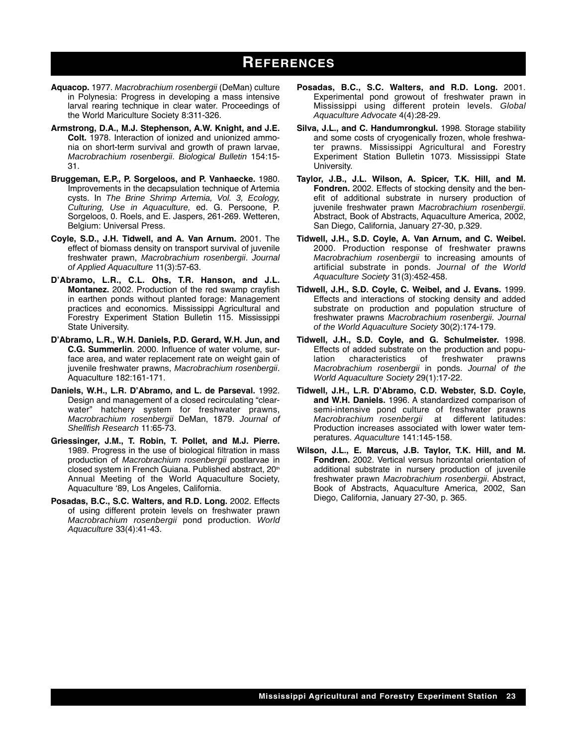# References

**Aquacop.** 1977. *Macrobrachium rosenbergii* (DeMan) culture in Polynesia: Progress in developing a mass intensive larval rearing technique in clear water. Proceedings of the World Mariculture Society 8:311-326.

**Armstrong, D.A., M.J. Stephenson, A.W. Knight, and J.E. Colt.** 1978. Interaction of ionized and unionized ammonia on short-term survival and growth of prawn larvae, *Macrobrachium rosenbergii*. *Biological Bulletin* 154:15-31.

**Bruggeman, E.P., P. Sorgeloos, and P. Vanhaecke.** 1980. Improvements in the decapsulation technique of Artemia cysts. In *The Brine Shrimp Artemia, Vol. 3, Ecology, Culturing, Use in Aquaculture,* ed. G. Persoone, P. Sorgeloos, 0. Roels, and E. Jaspers, 261-269. Wetteren, Belgium: Universal Press.

**Coyle, S.D., J.H. Tidwell, and A. Van Arnum.** 2001. The effect of biomass density on transport survival of juvenile freshwater prawn, *Macrobrachium rosenbergii*. *Journal of Applied Aquaculture* 11(3):57-63.

**D'Abramo, L.R., C.L. Ohs, T.R. Hanson, and J.L. Montanez.** 2002. Production of the red swamp crayfish in earthen ponds without planted forage: Management practices and economics. Mississippi Agricultural and Forestry Experiment Station Bulletin 115. Mississippi State University.

**D'Abramo, L.R., W.H. Daniels, P.D. Gerard, W.H. Jun, and C.G. Summerlin**. 2000. Influence of water volume, surface area, and water replacement rate on weight gain of juvenile freshwater prawns, *Macrobrachium rosenbergii*. Aquaculture 182:161-171.

**Daniels, W.H., L.R. D'Abramo, and L. de Parseval.** 1992. Design and management of a closed recirculating "clearwater" hatchery system for freshwater prawns, *Macrobrachium rosenbergii* DeMan, 1879. *Journal of Shellfish Research* 11:65-73.

**Griessinger, J.M., T. Robin, T. Pollet, and M.J. Pierre.** 1989. Progress in the use of biological filtration in mass production of *Macrobrachium rosenbergii* postlarvae in closed system in French Guiana. Published abstract, 20th Annual Meeting of the World Aquaculture Society, Aquaculture '89, Los Angeles, California.

**Posadas, B.C., S.C. Walters, and R.D. Long.** 2002. Effects of using different protein levels on freshwater prawn *Macrobrachium rosenbergii* pond production. *World Aquaculture* 33(4):41-43.

**Posadas, B.C., S.C. Walters, and R.D. Long.** 2001. Experimental pond growout of freshwater prawn in Mississippi using different protein levels. *Global Aquaculture Advocate* 4(4):28-29.

**Silva, J.L., and C. Handumrongkul.** 1998. Storage stability and some costs of cryogenically frozen, whole freshwater prawns. Mississippi Agricultural and Forestry Experiment Station Bulletin 1073. Mississippi State University.

**Taylor, J.B., J.L. Wilson, A. Spicer, T.K. Hill, and M. Fondren.** 2002. Effects of stocking density and the benefit of additional substrate in nursery production of juvenile freshwater prawn *Macrobrachium rosenbergii*. Abstract, Book of Abstracts, Aquaculture America, 2002, San Diego, California, January 27-30, p.329.

**Tidwell, J.H., S.D. Coyle, A. Van Arnum, and C. Weibel.** 2000. Production response of freshwater prawns *Macrobrachium rosenbergii* to increasing amounts of artificial substrate in ponds. *Journal of the World Aquaculture Society* 31(3):452-458.

**Tidwell, J.H., S.D. Coyle, C. Weibel, and J. Evans.** 1999. Effects and interactions of stocking density and added substrate on production and population structure of freshwater prawns *Macrobrachium rosenbergii*. *Journal of the World Aquaculture Society* 30(2):174-179.

**Tidwell, J.H., S.D. Coyle, and G. Schulmeister.** 1998. Effects of added substrate on the production and population characteristics of freshwater prawns *Macrobrachium rosenbergii* in ponds. *Journal of the World Aquaculture Society* 29(1):17-22.

**Tidwell, J.H., L.R. D'Abramo, C.D. Webster, S.D. Coyle, and W.H. Daniels.** 1996. A standardized comparison of semi-intensive pond culture of freshwater prawns *Macrobrachium rosenbergii* at different latitudes: Production increases associated with lower water temperatures. *Aquaculture* 141:145-158.

**Wilson, J.L., E. Marcus, J.B. Taylor, T.K. Hill, and M. Fondren.** 2002. Vertical versus horizontal orientation of additional substrate in nursery production of juvenile freshwater prawn *Macrobrachium rosenbergii*. Abstract, Book of Abstracts, Aquaculture America, 2002, San Diego, California, January 27-30, p. 365.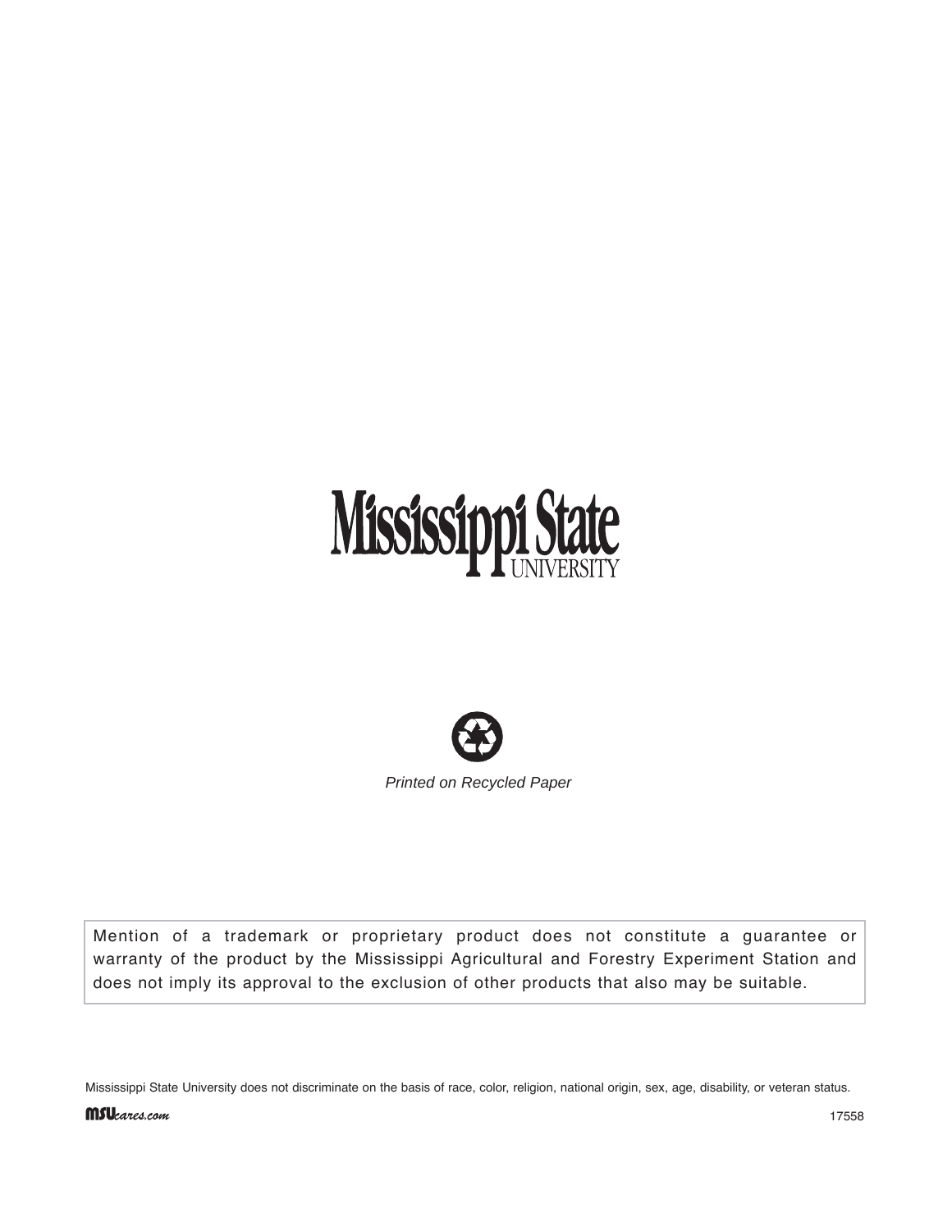Mississippi State UNIVERSITY

*Printed on Recycled Paper*

Mention of a trademark or proprietary product does not constitute a guarantee or warranty of the product by the Mississippi Agricultural and Forestry Experiment Station and does not imply its approval to the exclusion of other products that also may be suitable.

Mississippi State University does not discriminate on the basis of race, color, religion, national origin, sex, age, disability, or veteran status.

MSUcares.com

17558